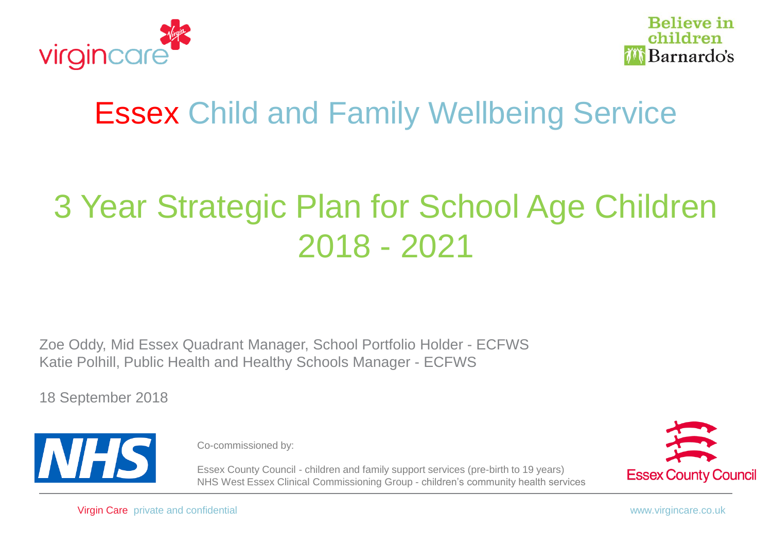# Essex Child and Family Wellbeing Service

# 3 Year Strategic Plan for School Age Children 2018 - 2021

Zoe Oddy, Mid Essex Quadrant Manager, School Portfolio Holder - ECFWS
Katie Polhill, Public Health and Healthy Schools Manager - ECFWS

18 September 2018

Co-commissioned by:

Essex County Council - children and family support services (pre-birth to 19 years)
NHS West Essex Clinical Commissioning Group - children's community health services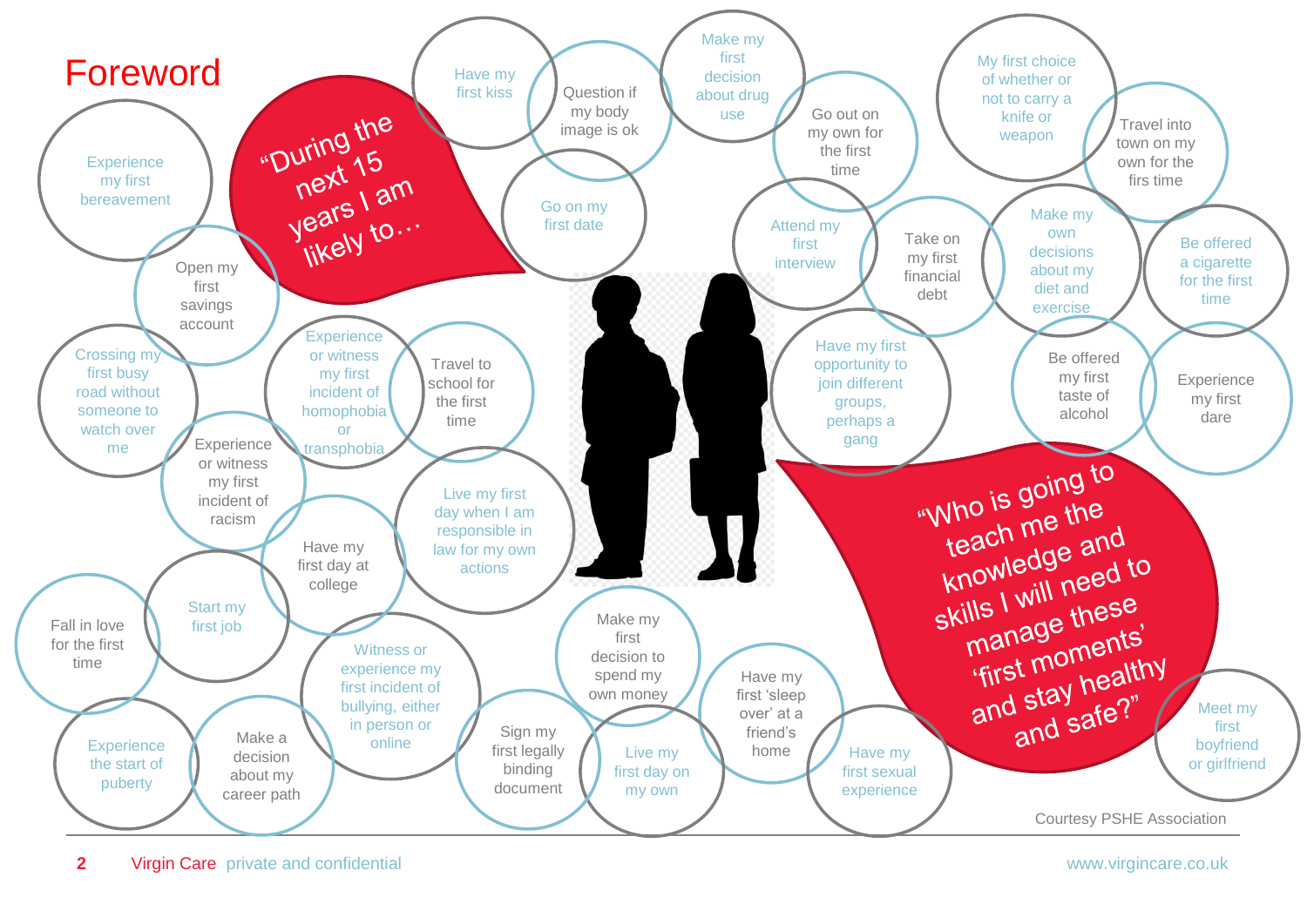# Foreword

"During the next 15 years I am likely to…

- Experience my first bereavement
- Have my first kiss
- Question if my body image is ok
- Make my first decision about drug use
- Go out on my own for the first time
- My first choice of whether or not to carry a knife or weapon
- Travel into town on my own for the firs time
- Open my first savings account
- Go on my first date
- Attend my first interview
- Take on my first financial debt
- Make my own decisions about my diet and exercise
- Be offered a cigarette for the first time
- Crossing my first busy road without someone to watch over me
- Experience or witness my first incident of homophobia or transphobia
- Travel to school for the first time
- Have my first opportunity to join different groups, perhaps a gang
- Be offered my first taste of alcohol
- Experience my first dare
- Experience or witness my first incident of racism
- Live my first day when I am responsible in law for my own actions
- Have my first day at college
- Fall in love for the first time
- Start my first job
- Witness or experience my first incident of bullying, either in person or online
- Make my first decision to spend my own money
- Have my first 'sleep over' at a friend's home
- Experience the start of puberty
- Make a decision about my career path
- Sign my first legally binding document
- Live my first day on my own
- Have my first sexual experience
- Meet my first boyfriend or girlfriend

"Who is going to teach me the knowledge and skills I will need to manage these 'first moments' and stay healthy and safe?"

Courtesy PSHE Association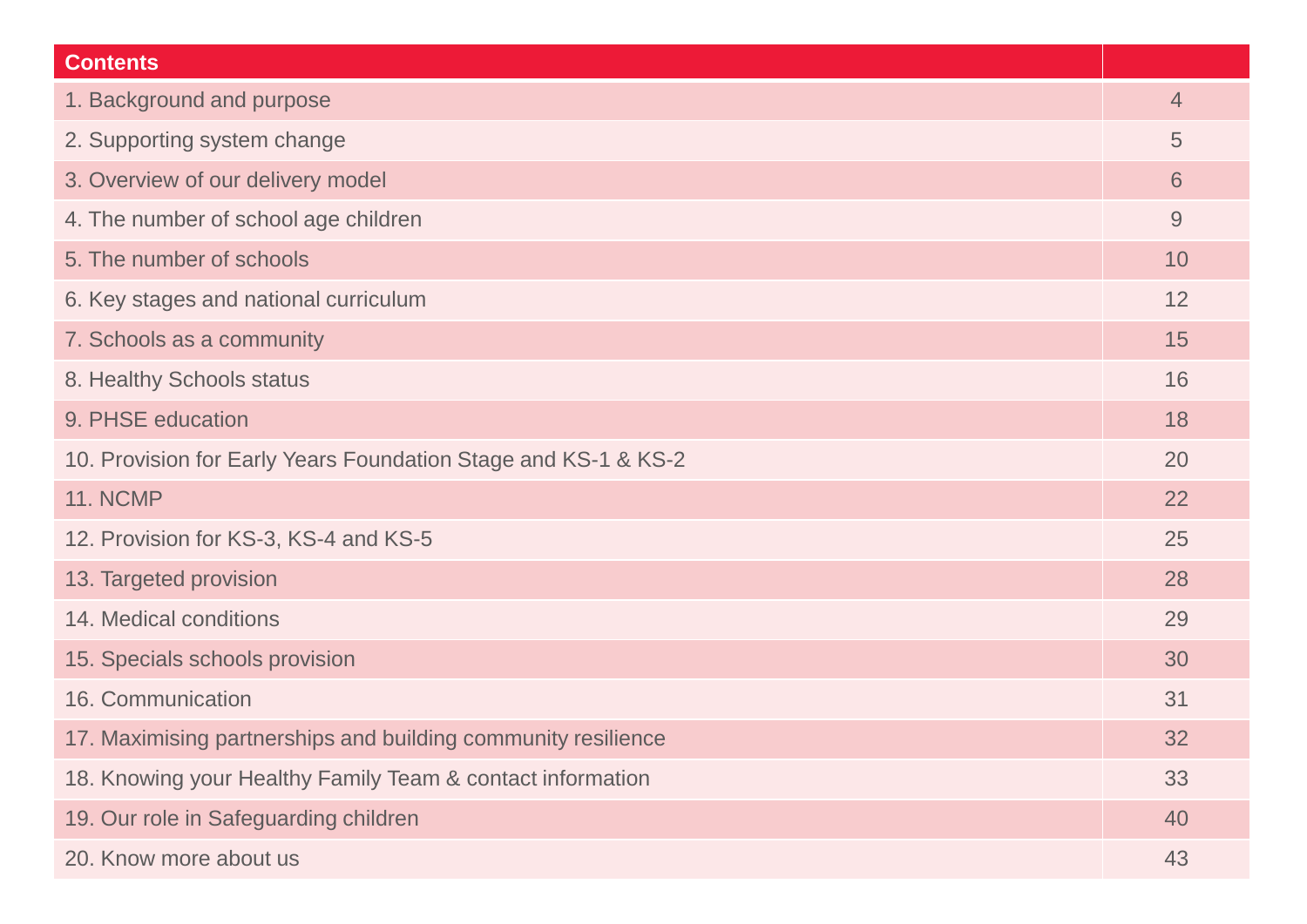| Contents | |
|---|---|
| 1. Background and purpose | 4 |
| 2. Supporting system change | 5 |
| 3. Overview of our delivery model | 6 |
| 4. The number of school age children | 9 |
| 5. The number of schools | 10 |
| 6. Key stages and national curriculum | 12 |
| 7. Schools as a community | 15 |
| 8. Healthy Schools status | 16 |
| 9. PHSE education | 18 |
| 10. Provision for Early Years Foundation Stage and KS-1 & KS-2 | 20 |
| 11. NCMP | 22 |
| 12. Provision for KS-3, KS-4 and KS-5 | 25 |
| 13. Targeted provision | 28 |
| 14. Medical conditions | 29 |
| 15. Specials schools provision | 30 |
| 16. Communication | 31 |
| 17. Maximising partnerships and building community resilience | 32 |
| 18. Knowing your Healthy Family Team & contact information | 33 |
| 19. Our role in Safeguarding children | 40 |
| 20. Know more about us | 43 |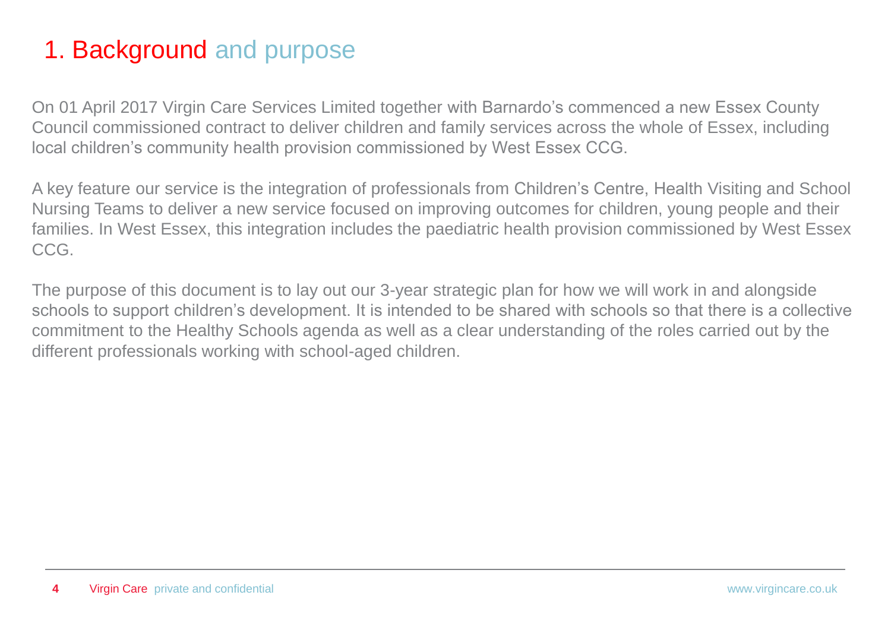# 1. Background and purpose

On 01 April 2017 Virgin Care Services Limited together with Barnardo's commenced a new Essex County Council commissioned contract to deliver children and family services across the whole of Essex, including local children's community health provision commissioned by West Essex CCG.

A key feature our service is the integration of professionals from Children's Centre, Health Visiting and School Nursing Teams to deliver a new service focused on improving outcomes for children, young people and their families. In West Essex, this integration includes the paediatric health provision commissioned by West Essex CCG.

The purpose of this document is to lay out our 3-year strategic plan for how we will work in and alongside schools to support children's development. It is intended to be shared with schools so that there is a collective commitment to the Healthy Schools agenda as well as a clear understanding of the roles carried out by the different professionals working with school-aged children.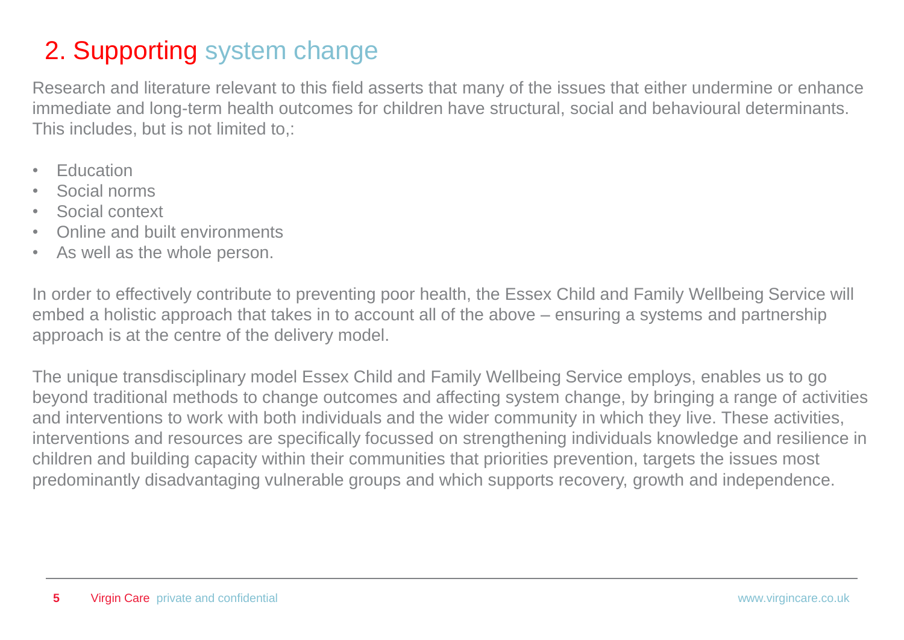## 2. Supporting system change

Research and literature relevant to this field asserts that many of the issues that either undermine or enhance immediate and long-term health outcomes for children have structural, social and behavioural determinants. This includes, but is not limited to,:

- Education
- Social norms
- Social context
- Online and built environments
- As well as the whole person.

In order to effectively contribute to preventing poor health, the Essex Child and Family Wellbeing Service will embed a holistic approach that takes in to account all of the above – ensuring a systems and partnership approach is at the centre of the delivery model.

The unique transdisciplinary model Essex Child and Family Wellbeing Service employs, enables us to go beyond traditional methods to change outcomes and affecting system change, by bringing a range of activities and interventions to work with both individuals and the wider community in which they live. These activities, interventions and resources are specifically focussed on strengthening individuals knowledge and resilience in children and building capacity within their communities that priorities prevention, targets the issues most predominantly disadvantaging vulnerable groups and which supports recovery, growth and independence.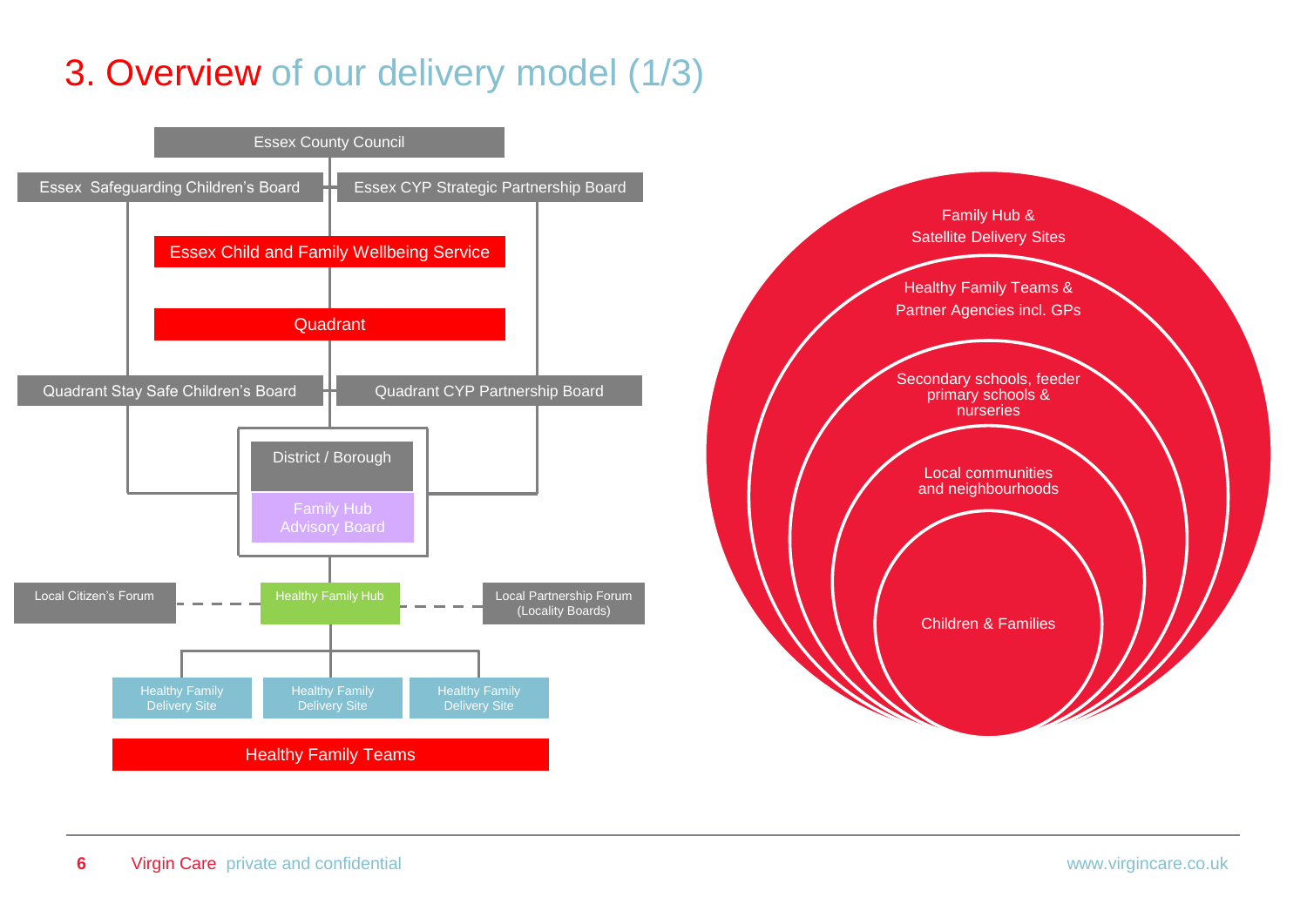# 3. Overview of our delivery model (1/3)

Essex County Council

Essex Safeguarding Children's Board

Essex CYP Strategic Partnership Board

Essex Child and Family Wellbeing Service

Quadrant

Quadrant Stay Safe Children's Board

Quadrant CYP Partnership Board

District / Borough

Family Hub Advisory Board

Local Citizen's Forum

Healthy Family Hub

Local Partnership Forum (Locality Boards)

Healthy Family Delivery Site

Healthy Family Delivery Site

Healthy Family Delivery Site

Healthy Family Teams

Family Hub & Satellite Delivery Sites

Healthy Family Teams & Partner Agencies incl. GPs

Secondary schools, feeder primary schools & nurseries

Local communities and neighbourhoods

Children & Families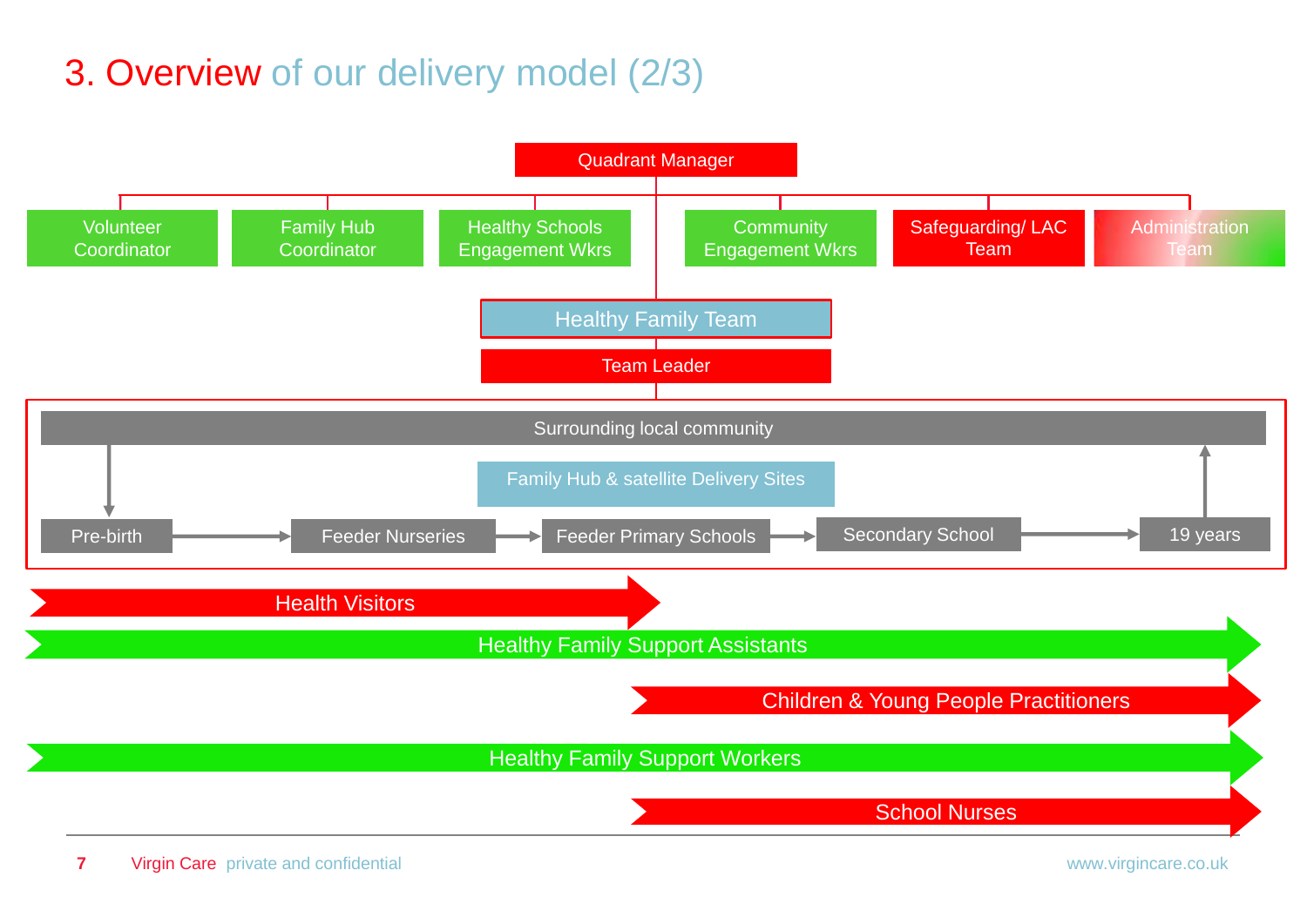# 3. Overview of our delivery model (2/3)

- Quadrant Manager
  - Volunteer Coordinator
  - Family Hub Coordinator
  - Healthy Schools Engagement Wkrs
  - Community Engagement Wkrs
  - Safeguarding/ LAC Team
  - Administration Team
  - Healthy Family Team
    - Team Leader

Surrounding local community

Family Hub & satellite Delivery Sites

Pre-birth → Feeder Nurseries → Feeder Primary Schools → Secondary School → 19 years

- Health Visitors
- Healthy Family Support Assistants
- Children & Young People Practitioners
- Healthy Family Support Workers
- School Nurses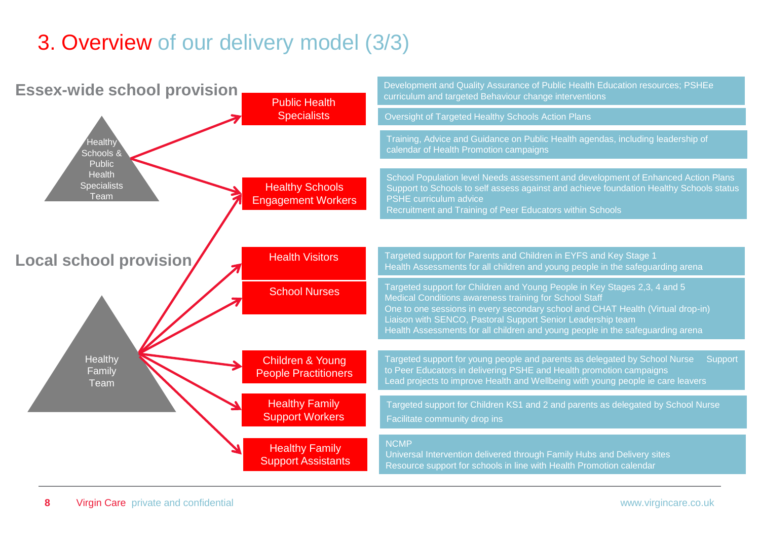# 3. Overview of our delivery model (3/3)

## Essex-wide school provision

**Healthy Schools & Public Health Specialists Team**

- **Public Health Specialists**
  - Development and Quality Assurance of Public Health Education resources; PSHEe curriculum and targeted Behaviour change interventions
  - Oversight of Targeted Healthy Schools Action Plans
  - Training, Advice and Guidance on Public Health agendas, including leadership of calendar of Health Promotion campaigns
- **Healthy Schools Engagement Workers**
  - School Population level Needs assessment and development of Enhanced Action Plans
  - Support to Schools to self assess against and achieve foundation Healthy Schools status
  - PSHE curriculum advice
  - Recruitment and Training of Peer Educators within Schools

## Local school provision

**Healthy Family Team**

- **Health Visitors**
  - Targeted support for Parents and Children in EYFS and Key Stage 1
  - Health Assessments for all children and young people in the safeguarding arena
- **School Nurses**
  - Targeted support for Children and Young People in Key Stages 2,3, 4 and 5
  - Medical Conditions awareness training for School Staff
  - One to one sessions in every secondary school and CHAT Health (Virtual drop-in)
  - Liaison with SENCO, Pastoral Support Senior Leadership team
  - Health Assessments for all children and young people in the safeguarding arena
- **Children & Young People Practitioners**
  - Targeted support for young people and parents as delegated by School Nurse
  - Support to Peer Educators in delivering PSHE and Health promotion campaigns
  - Lead projects to improve Health and Wellbeing with young people ie care leavers
- **Healthy Family Support Workers**
  - Targeted support for Children KS1 and 2 and parents as delegated by School Nurse
  - Facilitate community drop ins
- **Healthy Family Support Assistants**
  - NCMP
  - Universal Intervention delivered through Family Hubs and Delivery sites
  - Resource support for schools in line with Health Promotion calendar

Virgin Care private and confidential www.virgincare.co.uk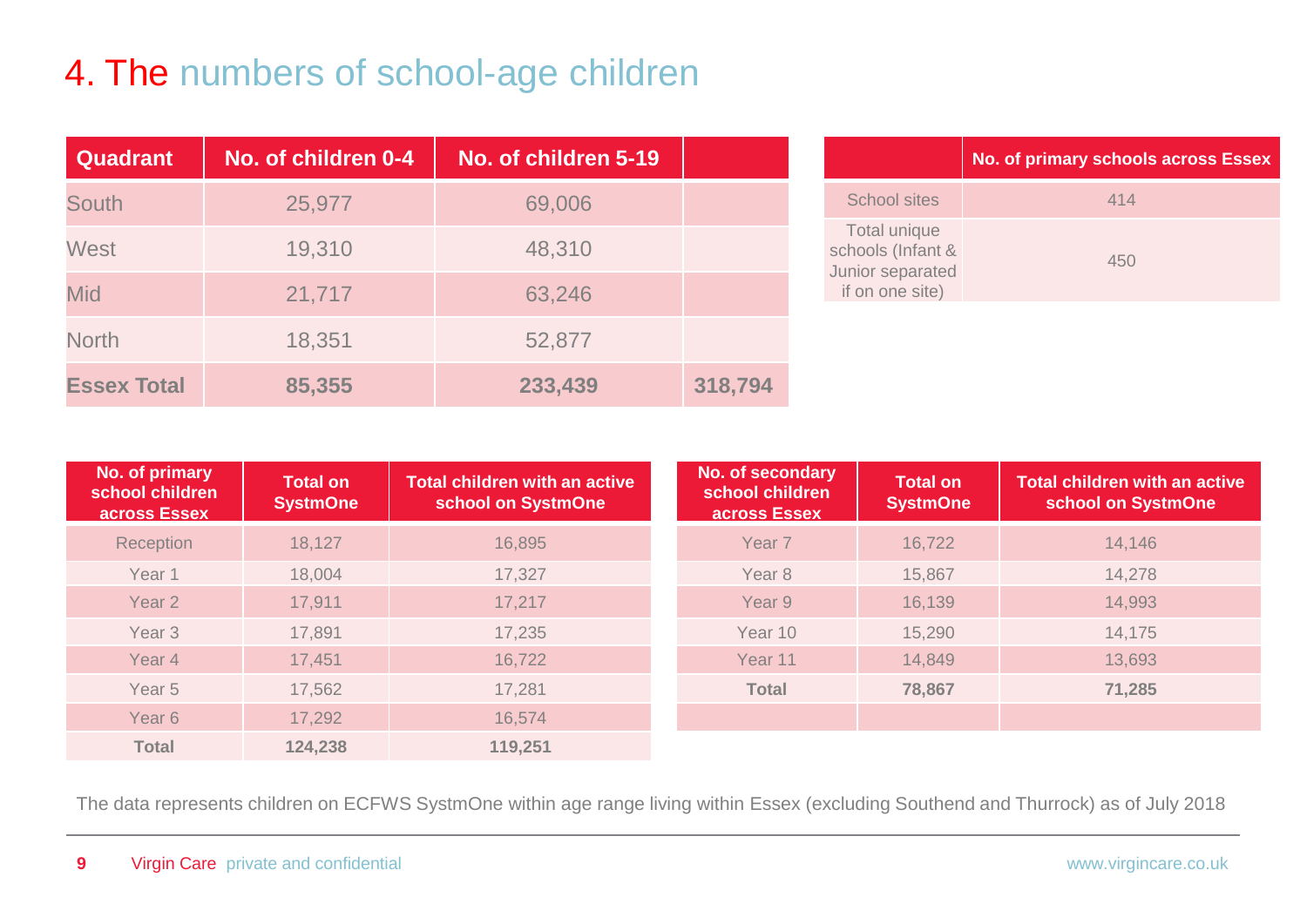# 4. The numbers of school-age children

| Quadrant | No. of children 0-4 | No. of children 5-19 | |
|---|---|---|---|
| South | 25,977 | 69,006 | |
| West | 19,310 | 48,310 | |
| Mid | 21,717 | 63,246 | |
| North | 18,351 | 52,877 | |
| **Essex Total** | **85,355** | **233,439** | **318,794** |

| | No. of primary schools across Essex |
|---|---|
| School sites | 414 |
| Total unique schools (Infant & Junior separated if on one site) | 450 |

| No. of primary school children across Essex | Total on SystmOne | Total children with an active school on SystmOne |
|---|---|---|
| Reception | 18,127 | 16,895 |
| Year 1 | 18,004 | 17,327 |
| Year 2 | 17,911 | 17,217 |
| Year 3 | 17,891 | 17,235 |
| Year 4 | 17,451 | 16,722 |
| Year 5 | 17,562 | 17,281 |
| Year 6 | 17,292 | 16,574 |
| **Total** | **124,238** | **119,251** |

| No. of secondary school children across Essex | Total on SystmOne | Total children with an active school on SystmOne |
|---|---|---|
| Year 7 | 16,722 | 14,146 |
| Year 8 | 15,867 | 14,278 |
| Year 9 | 16,139 | 14,993 |
| Year 10 | 15,290 | 14,175 |
| Year 11 | 14,849 | 13,693 |
| **Total** | **78,867** | **71,285** |

The data represents children on ECFWS SystmOne within age range living within Essex (excluding Southend and Thurrock) as of July 2018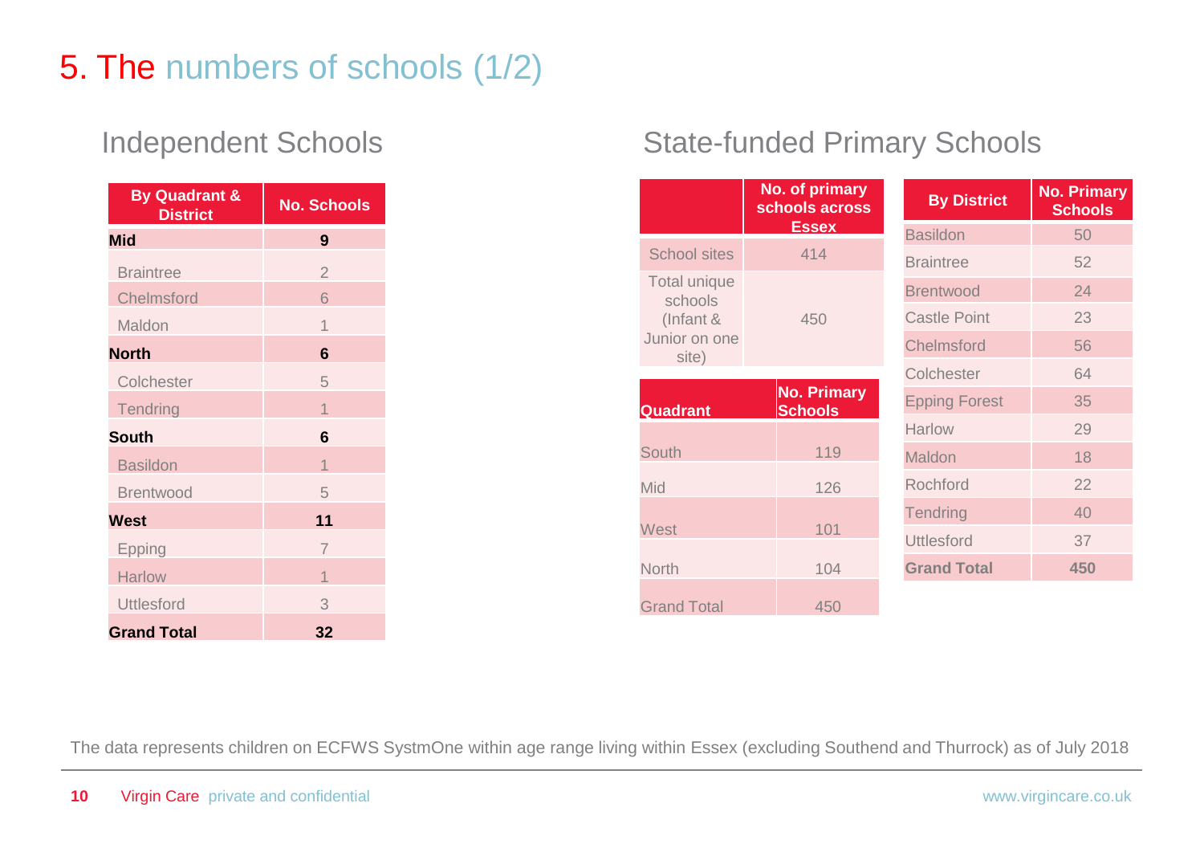# 5. The numbers of schools (1/2)

## Independent Schools

| By Quadrant & District | No. Schools |
|---|---|
| **Mid** | **9** |
| Braintree | 2 |
| Chelmsford | 6 |
| Maldon | 1 |
| **North** | **6** |
| Colchester | 5 |
| Tendring | 1 |
| **South** | **6** |
| Basildon | 1 |
| Brentwood | 5 |
| **West** | **11** |
| Epping | 7 |
| Harlow | 1 |
| Uttlesford | 3 |
| **Grand Total** | **32** |

## State-funded Primary Schools

| | No. of primary schools across Essex |
|---|---|
| School sites | 414 |
| Total unique schools (Infant & Junior on one site) | 450 |

| Quadrant | No. Primary Schools |
|---|---|
| South | 119 |
| Mid | 126 |
| West | 101 |
| North | 104 |
| Grand Total | 450 |

| By District | No. Primary Schools |
|---|---|
| Basildon | 50 |
| Braintree | 52 |
| Brentwood | 24 |
| Castle Point | 23 |
| Chelmsford | 56 |
| Colchester | 64 |
| Epping Forest | 35 |
| Harlow | 29 |
| Maldon | 18 |
| Rochford | 22 |
| Tendring | 40 |
| Uttlesford | 37 |
| **Grand Total** | **450** |

The data represents children on ECFWS SystmOne within age range living within Essex (excluding Southend and Thurrock) as of July 2018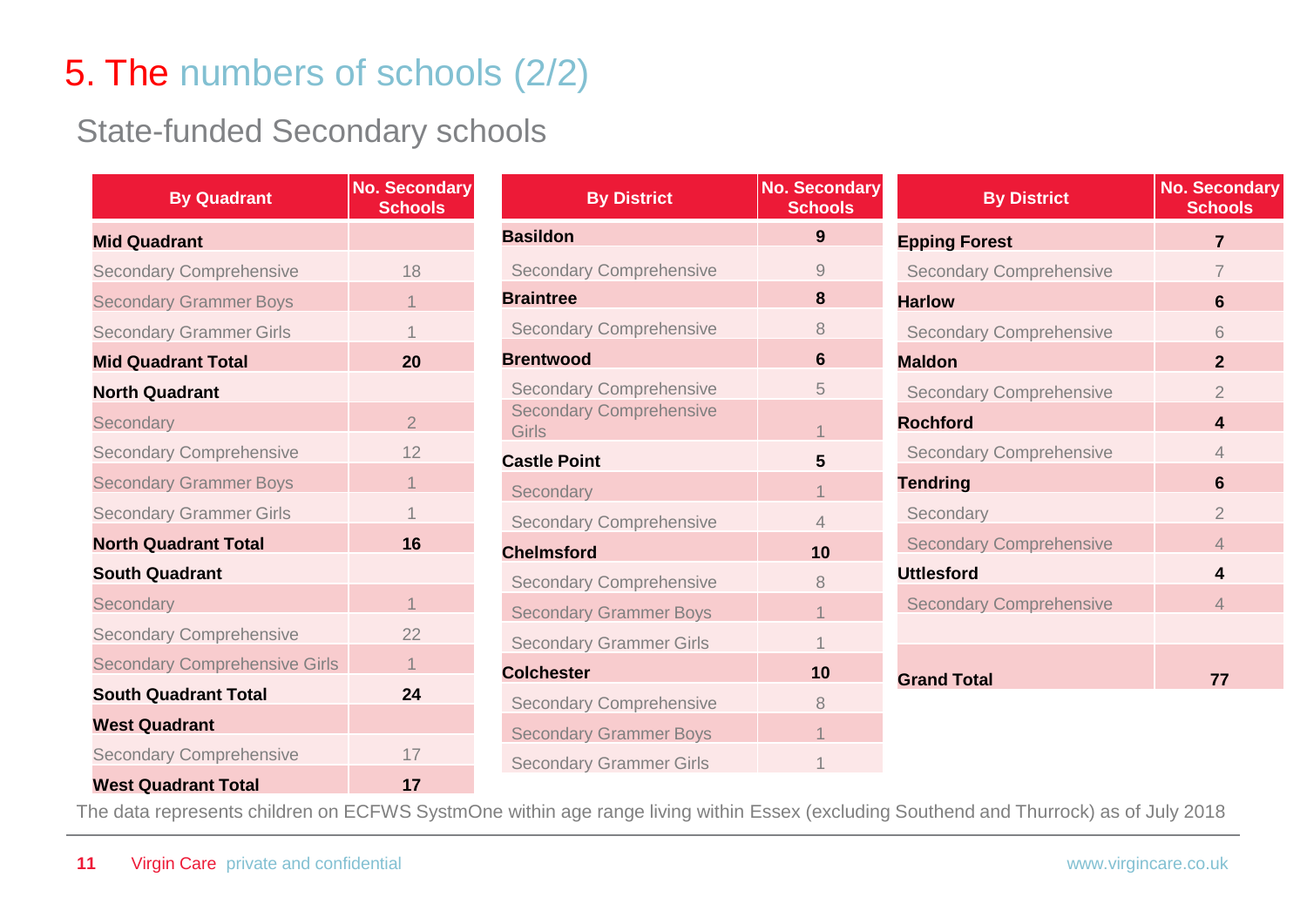# 5. The numbers of schools (2/2)

## State-funded Secondary schools

| By Quadrant | No. Secondary Schools |
|---|---|
| **Mid Quadrant** | |
| Secondary Comprehensive | 18 |
| Secondary Grammer Boys | 1 |
| Secondary Grammer Girls | 1 |
| **Mid Quadrant Total** | **20** |
| **North Quadrant** | |
| Secondary | 2 |
| Secondary Comprehensive | 12 |
| Secondary Grammer Boys | 1 |
| Secondary Grammer Girls | 1 |
| **North Quadrant Total** | **16** |
| **South Quadrant** | |
| Secondary | 1 |
| Secondary Comprehensive | 22 |
| Secondary Comprehensive Girls | 1 |
| **South Quadrant Total** | **24** |
| **West Quadrant** | |
| Secondary Comprehensive | 17 |
| **West Quadrant Total** | **17** |

| By District | No. Secondary Schools |
|---|---|
| **Basildon** | **9** |
| Secondary Comprehensive | 9 |
| **Braintree** | **8** |
| Secondary Comprehensive | 8 |
| **Brentwood** | **6** |
| Secondary Comprehensive | 5 |
| Secondary Comprehensive Girls | 1 |
| **Castle Point** | **5** |
| Secondary | 1 |
| Secondary Comprehensive | 4 |
| **Chelmsford** | **10** |
| Secondary Comprehensive | 8 |
| Secondary Grammer Boys | 1 |
| Secondary Grammer Girls | 1 |
| **Colchester** | **10** |
| Secondary Comprehensive | 8 |
| Secondary Grammer Boys | 1 |
| Secondary Grammer Girls | 1 |

| By District | No. Secondary Schools |
|---|---|
| **Epping Forest** | **7** |
| Secondary Comprehensive | 7 |
| **Harlow** | **6** |
| Secondary Comprehensive | 6 |
| **Maldon** | **2** |
| Secondary Comprehensive | 2 |
| **Rochford** | **4** |
| Secondary Comprehensive | 4 |
| **Tendring** | **6** |
| Secondary | 2 |
| Secondary Comprehensive | 4 |
| **Uttlesford** | **4** |
| Secondary Comprehensive | 4 |
| | |
| **Grand Total** | **77** |

The data represents children on ECFWS SystmOne within age range living within Essex (excluding Southend and Thurrock) as of July 2018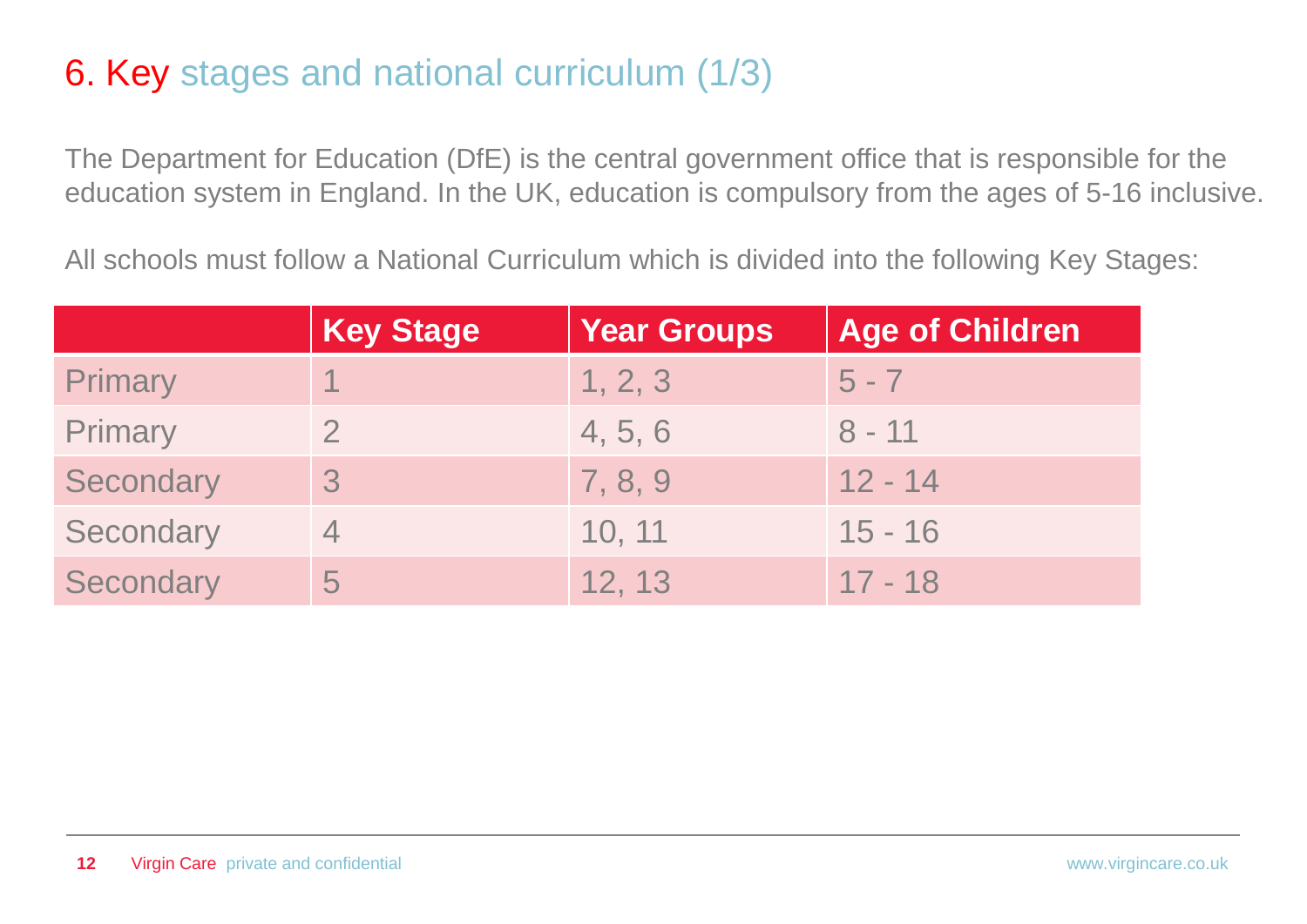# 6. Key stages and national curriculum (1/3)

The Department for Education (DfE) is the central government office that is responsible for the education system in England. In the UK, education is compulsory from the ages of 5-16 inclusive.

All schools must follow a National Curriculum which is divided into the following Key Stages:

| | Key Stage | Year Groups | Age of Children |
|---|---|---|---|
| Primary | 1 | 1, 2, 3 | 5 - 7 |
| Primary | 2 | 4, 5, 6 | 8 - 11 |
| Secondary | 3 | 7, 8, 9 | 12 - 14 |
| Secondary | 4 | 10, 11 | 15 - 16 |
| Secondary | 5 | 12, 13 | 17 - 18 |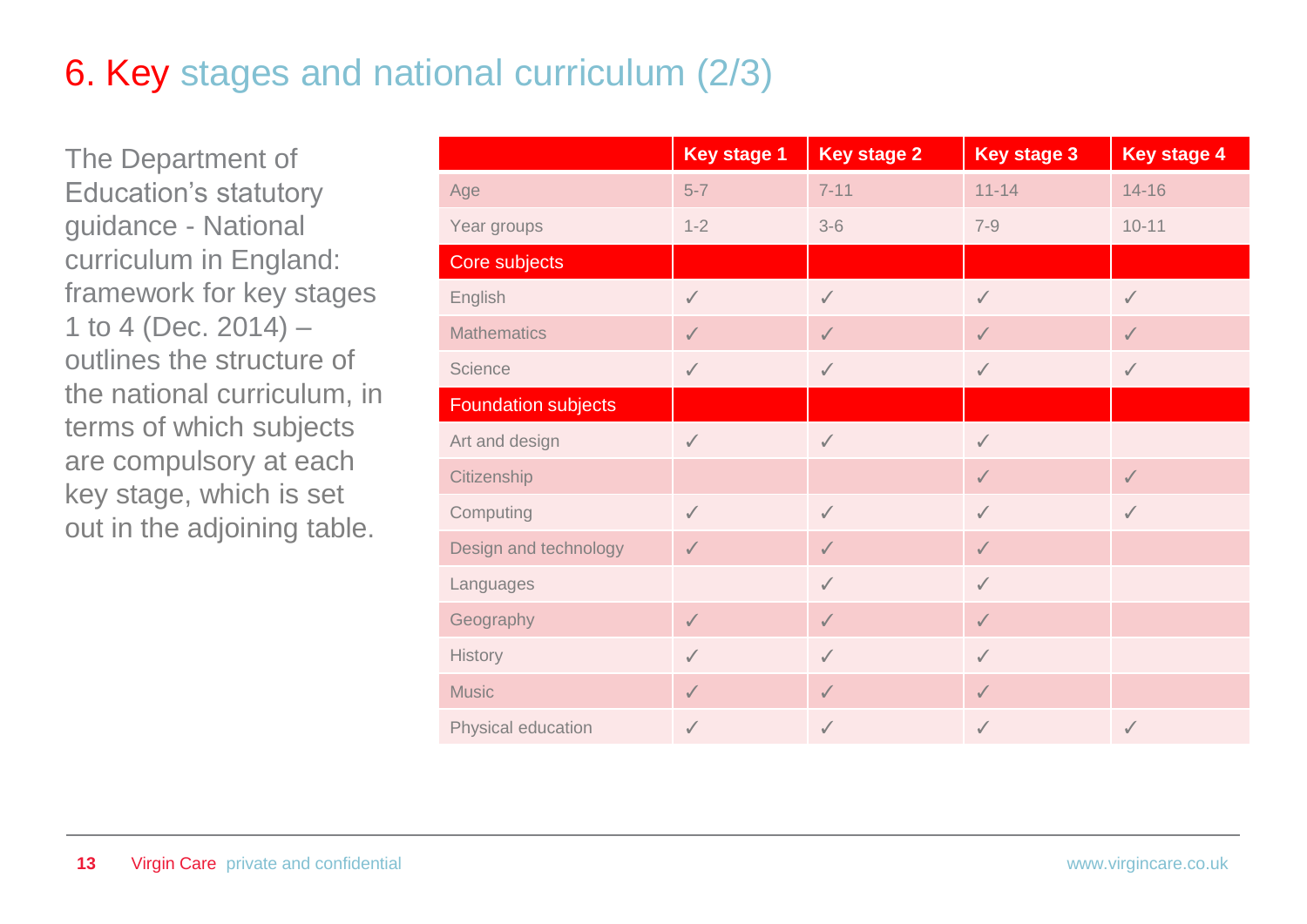# 6. Key stages and national curriculum (2/3)

The Department of Education's statutory guidance - National curriculum in England: framework for key stages 1 to 4 (Dec. 2014) – outlines the structure of the national curriculum, in terms of which subjects are compulsory at each key stage, which is set out in the adjoining table.

| | Key stage 1 | Key stage 2 | Key stage 3 | Key stage 4 |
|---|---|---|---|---|
| Age | 5-7 | 7-11 | 11-14 | 14-16 |
| Year groups | 1-2 | 3-6 | 7-9 | 10-11 |
| **Core subjects** | | | | |
| English | ✓ | ✓ | ✓ | ✓ |
| Mathematics | ✓ | ✓ | ✓ | ✓ |
| Science | ✓ | ✓ | ✓ | ✓ |
| **Foundation subjects** | | | | |
| Art and design | ✓ | ✓ | ✓ | |
| Citizenship | | | ✓ | ✓ |
| Computing | ✓ | ✓ | ✓ | ✓ |
| Design and technology | ✓ | ✓ | ✓ | |
| Languages | | ✓ | ✓ | |
| Geography | ✓ | ✓ | ✓ | |
| History | ✓ | ✓ | ✓ | |
| Music | ✓ | ✓ | ✓ | |
| Physical education | ✓ | ✓ | ✓ | ✓ |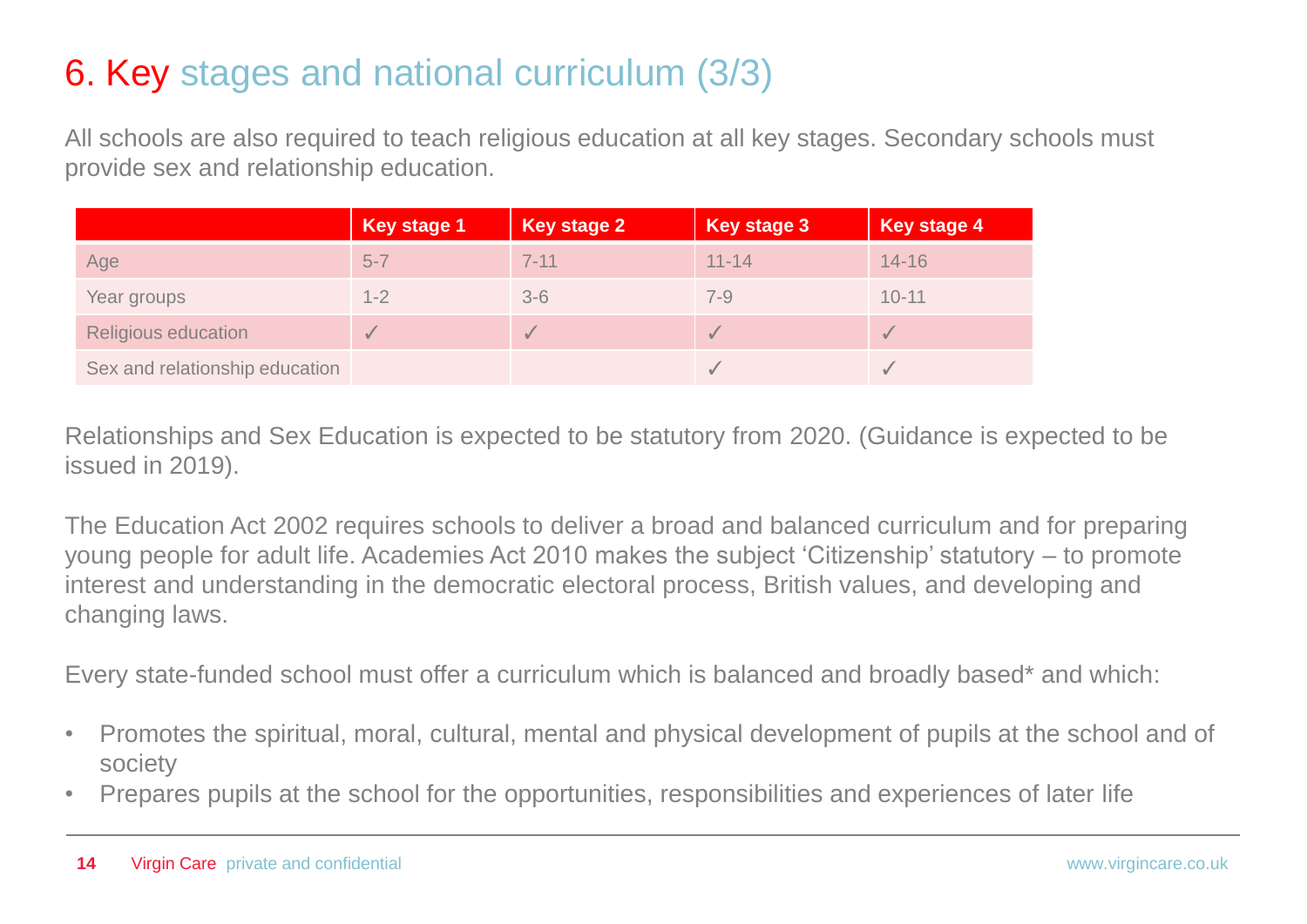# 6. Key stages and national curriculum (3/3)

All schools are also required to teach religious education at all key stages. Secondary schools must provide sex and relationship education.

| | Key stage 1 | Key stage 2 | Key stage 3 | Key stage 4 |
|---|---|---|---|---|
| Age | 5-7 | 7-11 | 11-14 | 14-16 |
| Year groups | 1-2 | 3-6 | 7-9 | 10-11 |
| Religious education | ✓ | ✓ | ✓ | ✓ |
| Sex and relationship education | | | ✓ | ✓ |

Relationships and Sex Education is expected to be statutory from 2020. (Guidance is expected to be issued in 2019).

The Education Act 2002 requires schools to deliver a broad and balanced curriculum and for preparing young people for adult life. Academies Act 2010 makes the subject 'Citizenship' statutory – to promote interest and understanding in the democratic electoral process, British values, and developing and changing laws.

Every state-funded school must offer a curriculum which is balanced and broadly based* and which:

- Promotes the spiritual, moral, cultural, mental and physical development of pupils at the school and of society
- Prepares pupils at the school for the opportunities, responsibilities and experiences of later life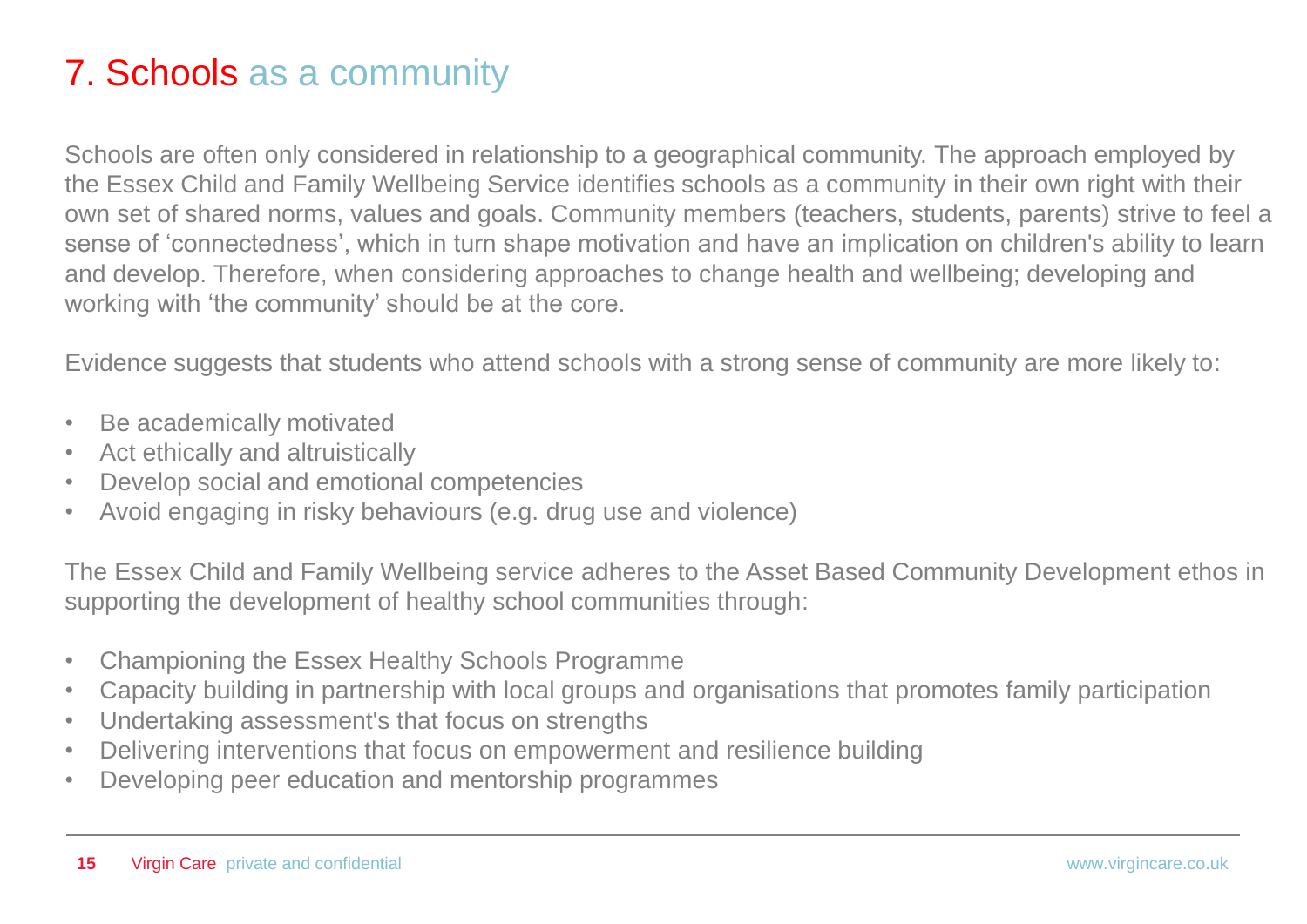# 7. Schools as a community

Schools are often only considered in relationship to a geographical community. The approach employed by the Essex Child and Family Wellbeing Service identifies schools as a community in their own right with their own set of shared norms, values and goals. Community members (teachers, students, parents) strive to feel a sense of 'connectedness', which in turn shape motivation and have an implication on children's ability to learn and develop. Therefore, when considering approaches to change health and wellbeing; developing and working with 'the community' should be at the core.

Evidence suggests that students who attend schools with a strong sense of community are more likely to:

- Be academically motivated
- Act ethically and altruistically
- Develop social and emotional competencies
- Avoid engaging in risky behaviours (e.g. drug use and violence)

The Essex Child and Family Wellbeing service adheres to the Asset Based Community Development ethos in supporting the development of healthy school communities through:

- Championing the Essex Healthy Schools Programme
- Capacity building in partnership with local groups and organisations that promotes family participation
- Undertaking assessment's that focus on strengths
- Delivering interventions that focus on empowerment and resilience building
- Developing peer education and mentorship programmes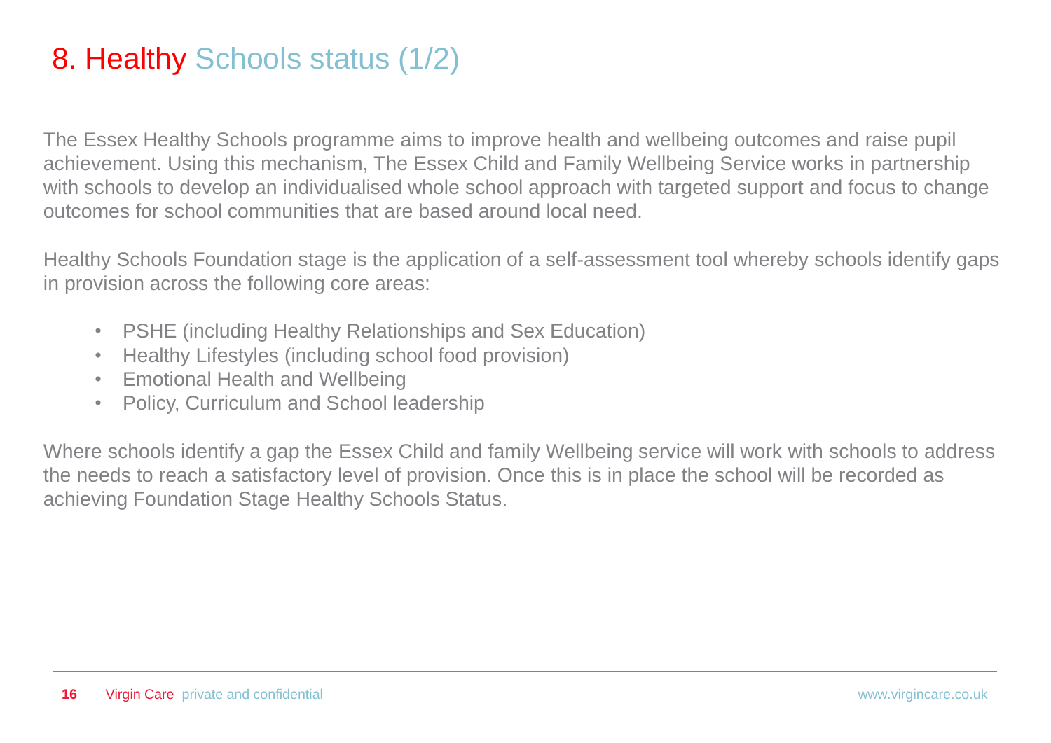# 8. Healthy Schools status (1/2)

The Essex Healthy Schools programme aims to improve health and wellbeing outcomes and raise pupil achievement. Using this mechanism, The Essex Child and Family Wellbeing Service works in partnership with schools to develop an individualised whole school approach with targeted support and focus to change outcomes for school communities that are based around local need.

Healthy Schools Foundation stage is the application of a self-assessment tool whereby schools identify gaps in provision across the following core areas:

- PSHE (including Healthy Relationships and Sex Education)
- Healthy Lifestyles (including school food provision)
- Emotional Health and Wellbeing
- Policy, Curriculum and School leadership

Where schools identify a gap the Essex Child and family Wellbeing service will work with schools to address the needs to reach a satisfactory level of provision. Once this is in place the school will be recorded as achieving Foundation Stage Healthy Schools Status.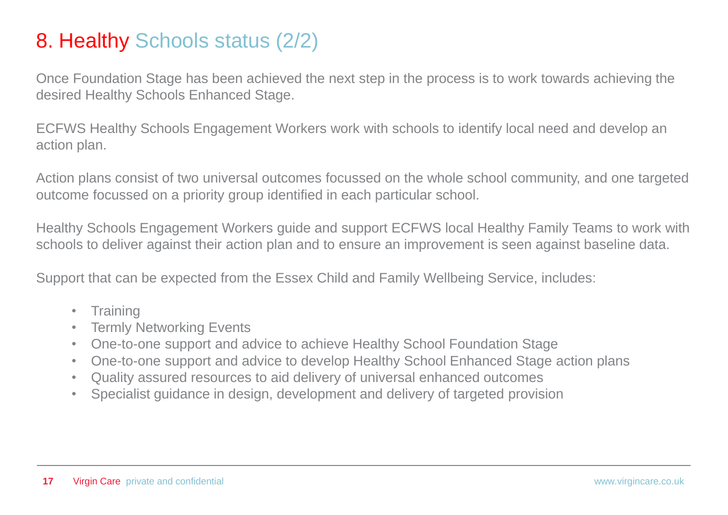# 8. Healthy Schools status (2/2)

Once Foundation Stage has been achieved the next step in the process is to work towards achieving the desired Healthy Schools Enhanced Stage.

ECFWS Healthy Schools Engagement Workers work with schools to identify local need and develop an action plan.

Action plans consist of two universal outcomes focussed on the whole school community, and one targeted outcome focussed on a priority group identified in each particular school.

Healthy Schools Engagement Workers guide and support ECFWS local Healthy Family Teams to work with schools to deliver against their action plan and to ensure an improvement is seen against baseline data.

Support that can be expected from the Essex Child and Family Wellbeing Service, includes:

- Training
- Termly Networking Events
- One-to-one support and advice to achieve Healthy School Foundation Stage
- One-to-one support and advice to develop Healthy School Enhanced Stage action plans
- Quality assured resources to aid delivery of universal enhanced outcomes
- Specialist guidance in design, development and delivery of targeted provision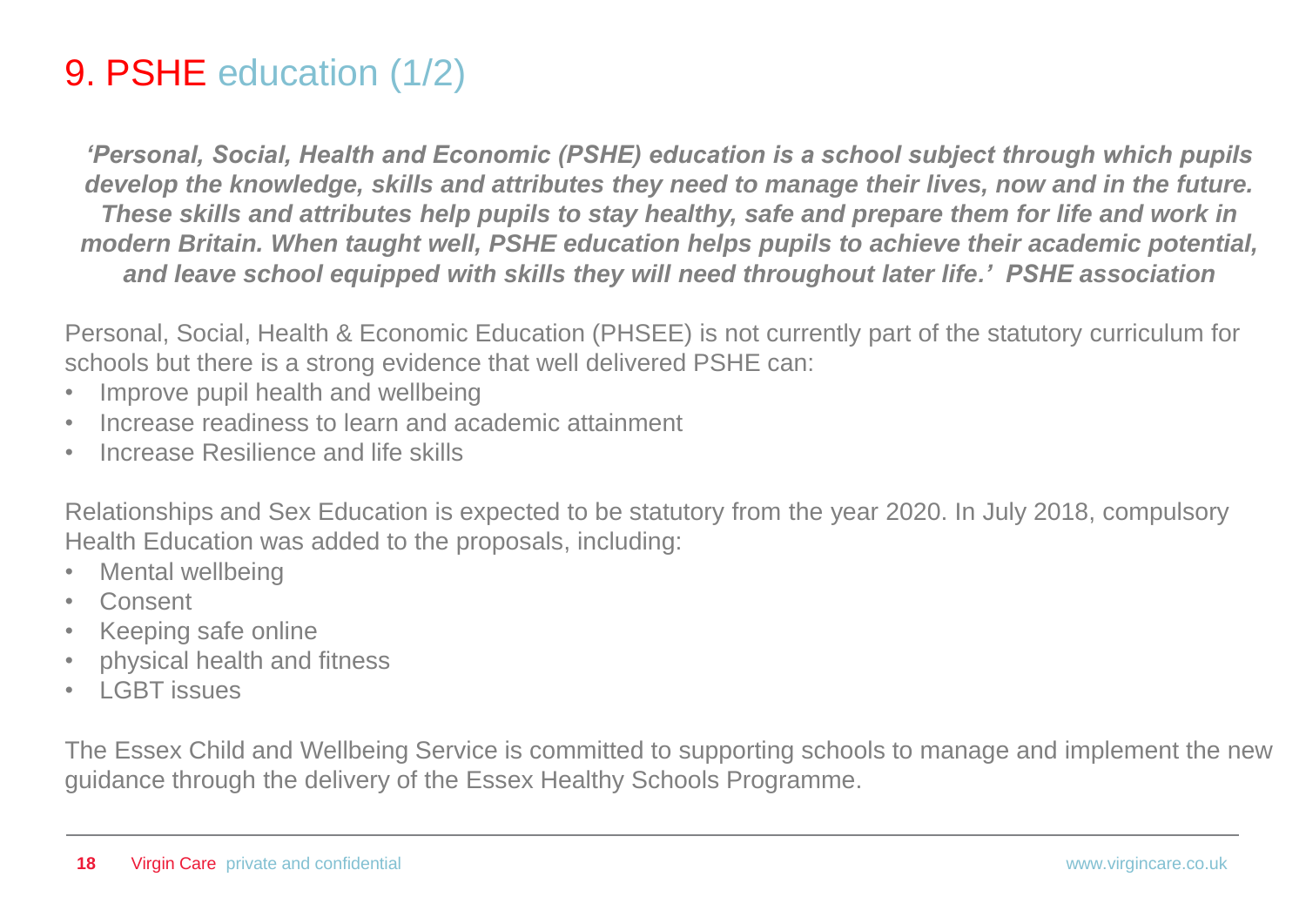# 9. PSHE education (1/2)

***'Personal, Social, Health and Economic (PSHE) education is a school subject through which pupils develop the knowledge, skills and attributes they need to manage their lives, now and in the future. These skills and attributes help pupils to stay healthy, safe and prepare them for life and work in modern Britain. When taught well, PSHE education helps pupils to achieve their academic potential, and leave school equipped with skills they will need throughout later life.' PSHE association***

Personal, Social, Health & Economic Education (PHSEE) is not currently part of the statutory curriculum for schools but there is a strong evidence that well delivered PSHE can:

- Improve pupil health and wellbeing
- Increase readiness to learn and academic attainment
- Increase Resilience and life skills

Relationships and Sex Education is expected to be statutory from the year 2020. In July 2018, compulsory Health Education was added to the proposals, including:

- Mental wellbeing
- Consent
- Keeping safe online
- physical health and fitness
- LGBT issues

The Essex Child and Wellbeing Service is committed to supporting schools to manage and implement the new guidance through the delivery of the Essex Healthy Schools Programme.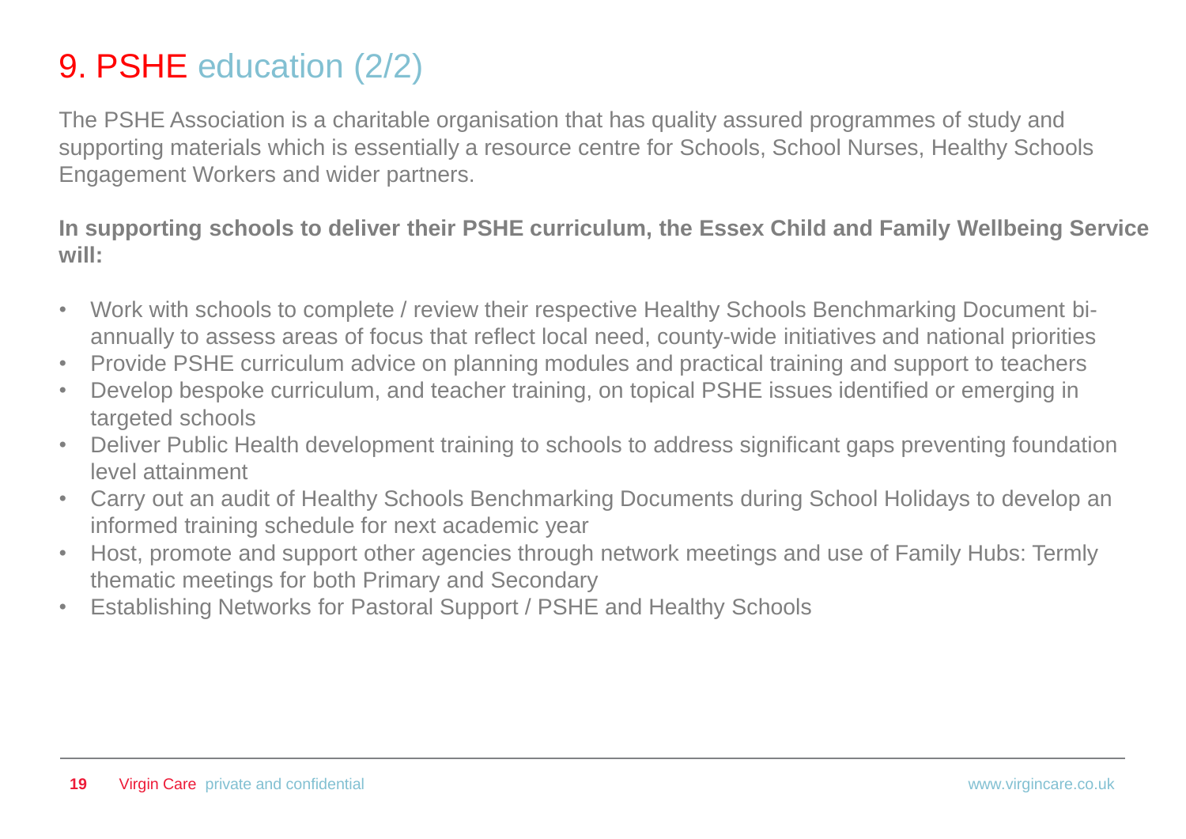# 9. PSHE education (2/2)

The PSHE Association is a charitable organisation that has quality assured programmes of study and supporting materials which is essentially a resource centre for Schools, School Nurses, Healthy Schools Engagement Workers and wider partners.

**In supporting schools to deliver their PSHE curriculum, the Essex Child and Family Wellbeing Service will:**

- Work with schools to complete / review their respective Healthy Schools Benchmarking Document bi-annually to assess areas of focus that reflect local need, county-wide initiatives and national priorities
- Provide PSHE curriculum advice on planning modules and practical training and support to teachers
- Develop bespoke curriculum, and teacher training, on topical PSHE issues identified or emerging in targeted schools
- Deliver Public Health development training to schools to address significant gaps preventing foundation level attainment
- Carry out an audit of Healthy Schools Benchmarking Documents during School Holidays to develop an informed training schedule for next academic year
- Host, promote and support other agencies through network meetings and use of Family Hubs: Termly thematic meetings for both Primary and Secondary
- Establishing Networks for Pastoral Support / PSHE and Healthy Schools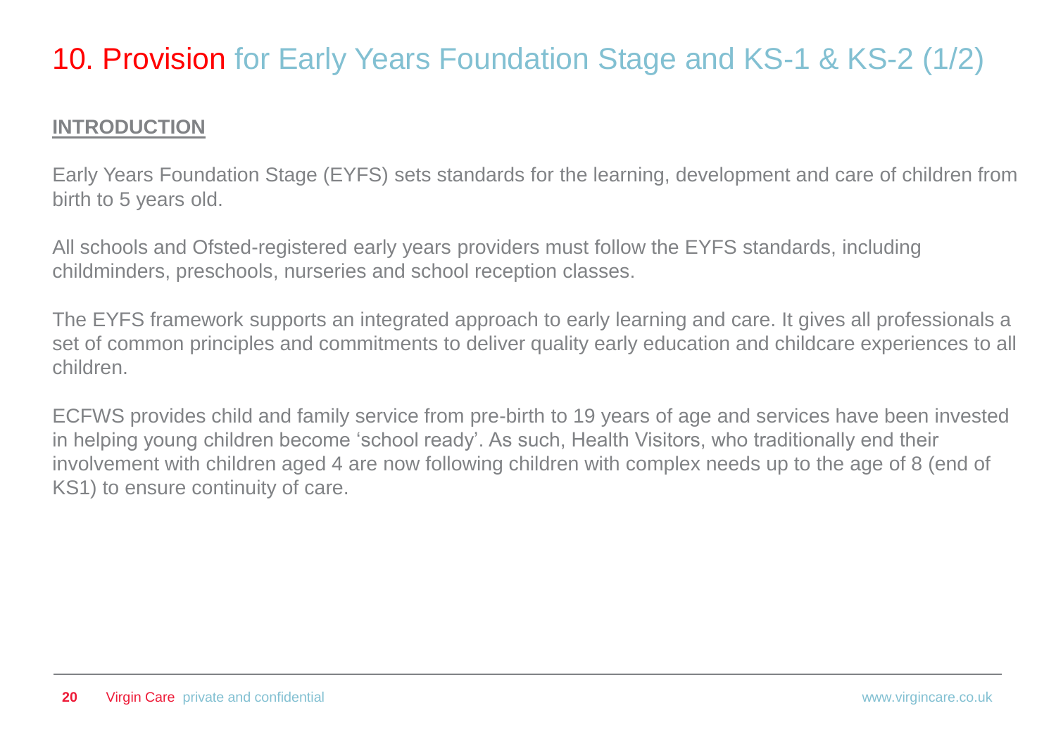# 10. Provision for Early Years Foundation Stage and KS-1 & KS-2 (1/2)

**INTRODUCTION**

Early Years Foundation Stage (EYFS) sets standards for the learning, development and care of children from birth to 5 years old.

All schools and Ofsted-registered early years providers must follow the EYFS standards, including childminders, preschools, nurseries and school reception classes.

The EYFS framework supports an integrated approach to early learning and care. It gives all professionals a set of common principles and commitments to deliver quality early education and childcare experiences to all children.

ECFWS provides child and family service from pre-birth to 19 years of age and services have been invested in helping young children become 'school ready'. As such, Health Visitors, who traditionally end their involvement with children aged 4 are now following children with complex needs up to the age of 8 (end of KS1) to ensure continuity of care.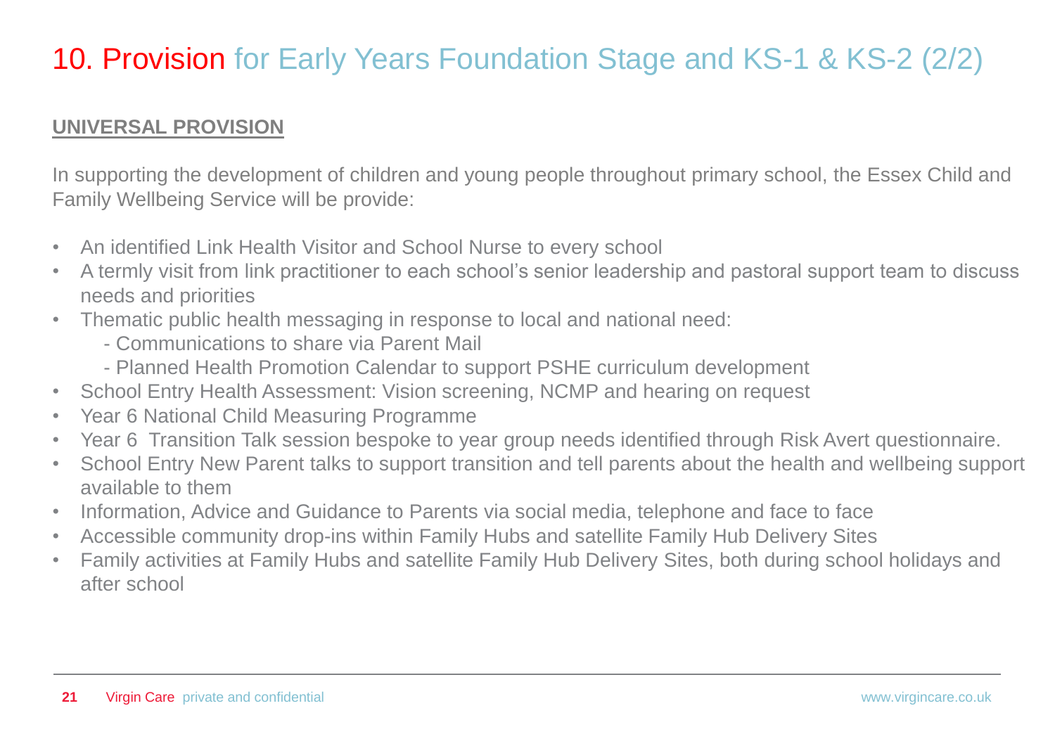# 10. Provision for Early Years Foundation Stage and KS-1 & KS-2 (2/2)

**UNIVERSAL PROVISION**

In supporting the development of children and young people throughout primary school, the Essex Child and Family Wellbeing Service will be provide:

- An identified Link Health Visitor and School Nurse to every school
- A termly visit from link practitioner to each school's senior leadership and pastoral support team to discuss needs and priorities
- Thematic public health messaging in response to local and national need:
  - Communications to share via Parent Mail
  - Planned Health Promotion Calendar to support PSHE curriculum development
- School Entry Health Assessment: Vision screening, NCMP and hearing on request
- Year 6 National Child Measuring Programme
- Year 6 Transition Talk session bespoke to year group needs identified through Risk Avert questionnaire.
- School Entry New Parent talks to support transition and tell parents about the health and wellbeing support available to them
- Information, Advice and Guidance to Parents via social media, telephone and face to face
- Accessible community drop-ins within Family Hubs and satellite Family Hub Delivery Sites
- Family activities at Family Hubs and satellite Family Hub Delivery Sites, both during school holidays and after school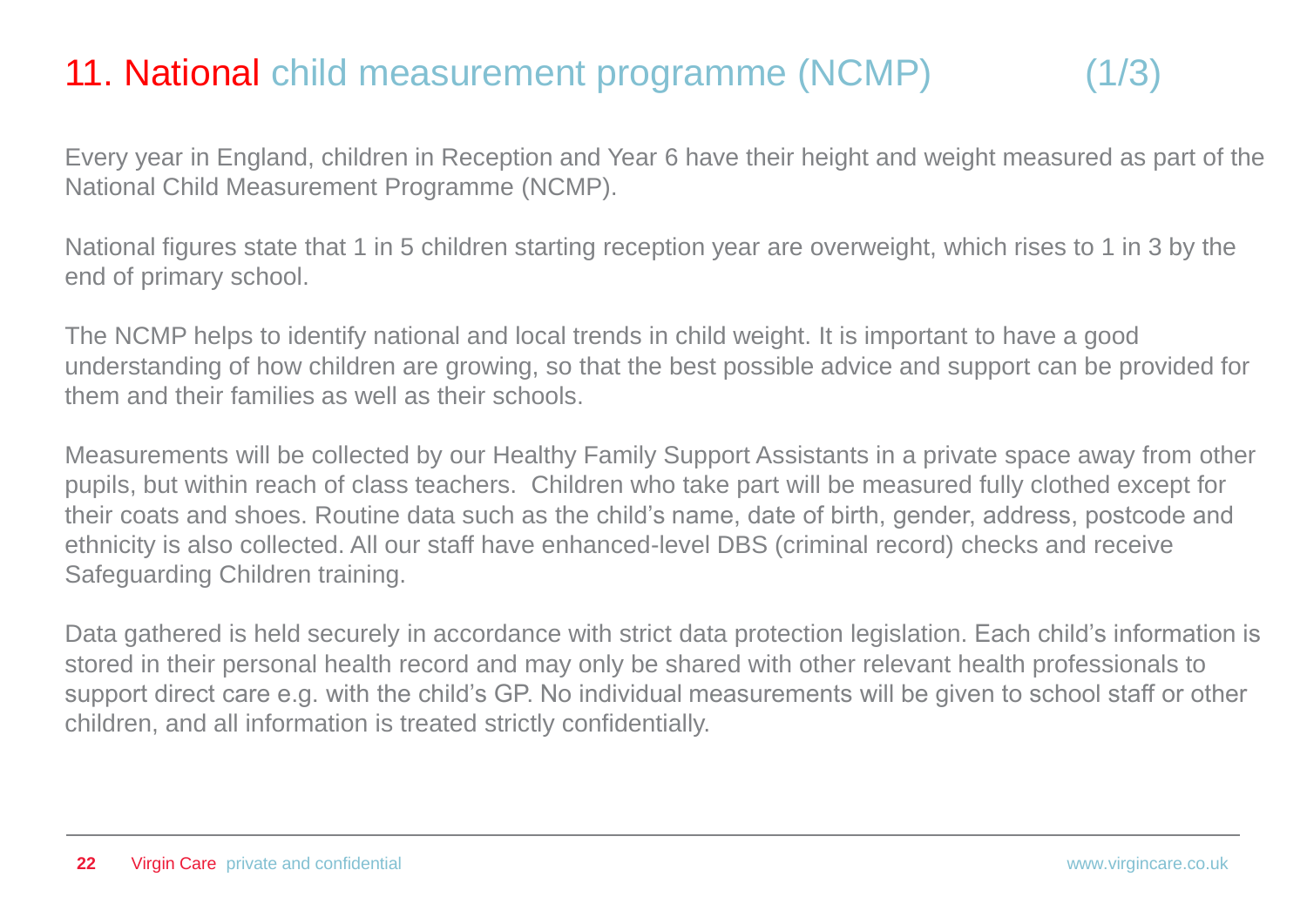# 11. National child measurement programme (NCMP) (1/3)

Every year in England, children in Reception and Year 6 have their height and weight measured as part of the National Child Measurement Programme (NCMP).

National figures state that 1 in 5 children starting reception year are overweight, which rises to 1 in 3 by the end of primary school.

The NCMP helps to identify national and local trends in child weight. It is important to have a good understanding of how children are growing, so that the best possible advice and support can be provided for them and their families as well as their schools.

Measurements will be collected by our Healthy Family Support Assistants in a private space away from other pupils, but within reach of class teachers. Children who take part will be measured fully clothed except for their coats and shoes. Routine data such as the child's name, date of birth, gender, address, postcode and ethnicity is also collected. All our staff have enhanced-level DBS (criminal record) checks and receive Safeguarding Children training.

Data gathered is held securely in accordance with strict data protection legislation. Each child's information is stored in their personal health record and may only be shared with other relevant health professionals to support direct care e.g. with the child's GP. No individual measurements will be given to school staff or other children, and all information is treated strictly confidentially.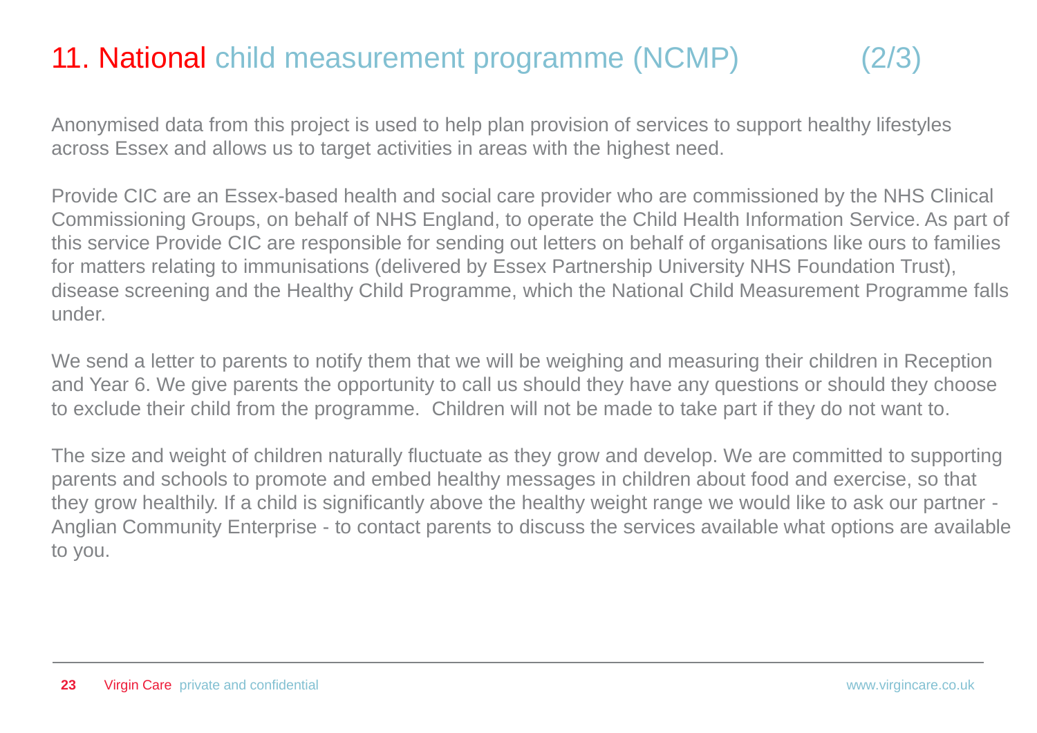# 11. National child measurement programme (NCMP) (2/3)

Anonymised data from this project is used to help plan provision of services to support healthy lifestyles across Essex and allows us to target activities in areas with the highest need.

Provide CIC are an Essex-based health and social care provider who are commissioned by the NHS Clinical Commissioning Groups, on behalf of NHS England, to operate the Child Health Information Service. As part of this service Provide CIC are responsible for sending out letters on behalf of organisations like ours to families for matters relating to immunisations (delivered by Essex Partnership University NHS Foundation Trust), disease screening and the Healthy Child Programme, which the National Child Measurement Programme falls under.

We send a letter to parents to notify them that we will be weighing and measuring their children in Reception and Year 6. We give parents the opportunity to call us should they have any questions or should they choose to exclude their child from the programme. Children will not be made to take part if they do not want to.

The size and weight of children naturally fluctuate as they grow and develop. We are committed to supporting parents and schools to promote and embed healthy messages in children about food and exercise, so that they grow healthily. If a child is significantly above the healthy weight range we would like to ask our partner - Anglian Community Enterprise - to contact parents to discuss the services available what options are available to you.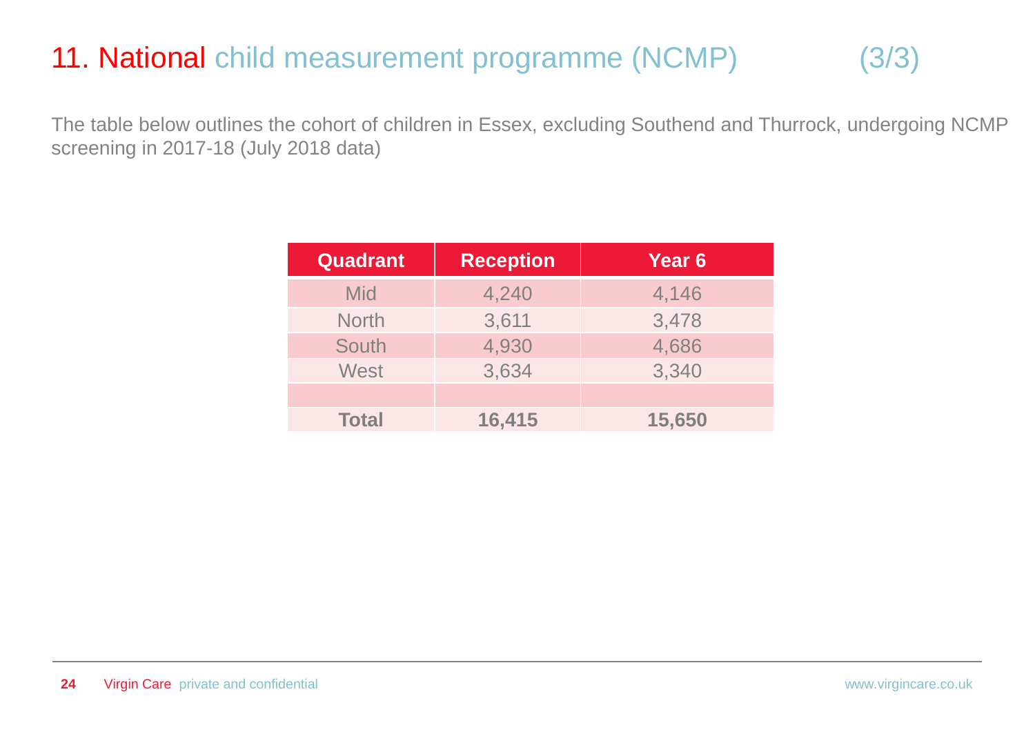# 11. National child measurement programme (NCMP) (3/3)

The table below outlines the cohort of children in Essex, excluding Southend and Thurrock, undergoing NCMP screening in 2017-18 (July 2018 data)

| Quadrant | Reception | Year 6 |
|---|---|---|
| Mid | 4,240 | 4,146 |
| North | 3,611 | 3,478 |
| South | 4,930 | 4,686 |
| West | 3,634 | 3,340 |
| | | |
| **Total** | **16,415** | **15,650** |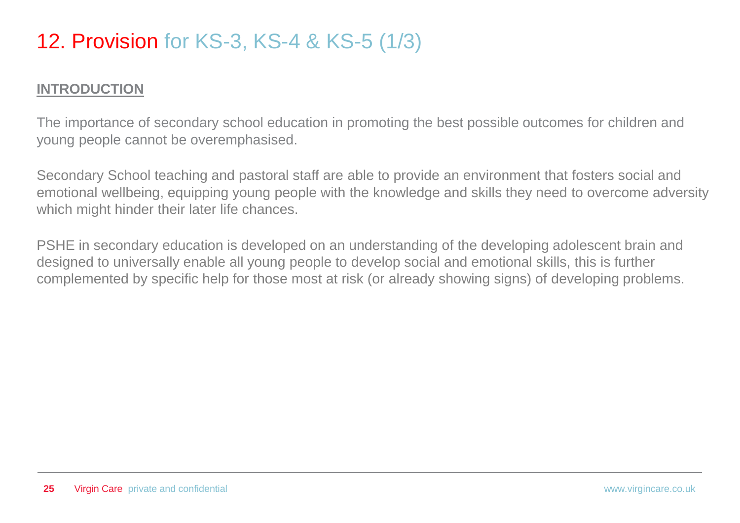# 12. Provision for KS-3, KS-4 & KS-5 (1/3)

**INTRODUCTION**

The importance of secondary school education in promoting the best possible outcomes for children and young people cannot be overemphasised.

Secondary School teaching and pastoral staff are able to provide an environment that fosters social and emotional wellbeing, equipping young people with the knowledge and skills they need to overcome adversity which might hinder their later life chances.

PSHE in secondary education is developed on an understanding of the developing adolescent brain and designed to universally enable all young people to develop social and emotional skills, this is further complemented by specific help for those most at risk (or already showing signs) of developing problems.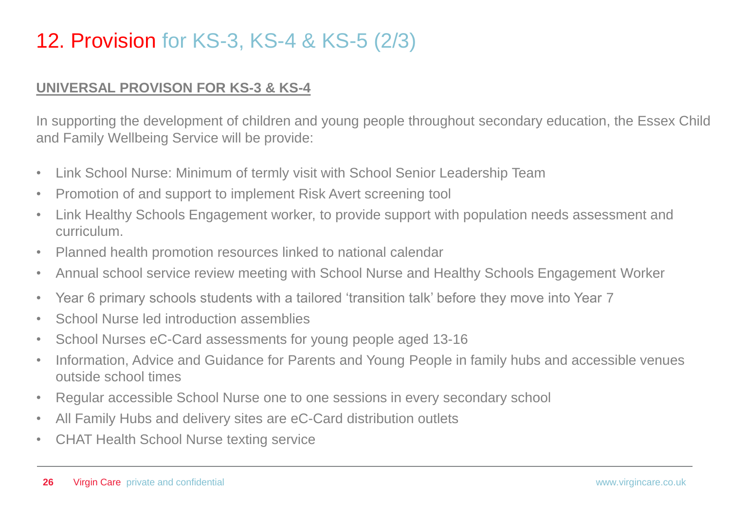# 12. Provision for KS-3, KS-4 & KS-5 (2/3)

**UNIVERSAL PROVISON FOR KS-3 & KS-4**

In supporting the development of children and young people throughout secondary education, the Essex Child and Family Wellbeing Service will be provide:

- Link School Nurse: Minimum of termly visit with School Senior Leadership Team
- Promotion of and support to implement Risk Avert screening tool
- Link Healthy Schools Engagement worker, to provide support with population needs assessment and curriculum.
- Planned health promotion resources linked to national calendar
- Annual school service review meeting with School Nurse and Healthy Schools Engagement Worker
- Year 6 primary schools students with a tailored 'transition talk' before they move into Year 7
- School Nurse led introduction assemblies
- School Nurses eC-Card assessments for young people aged 13-16
- Information, Advice and Guidance for Parents and Young People in family hubs and accessible venues outside school times
- Regular accessible School Nurse one to one sessions in every secondary school
- All Family Hubs and delivery sites are eC-Card distribution outlets
- CHAT Health School Nurse texting service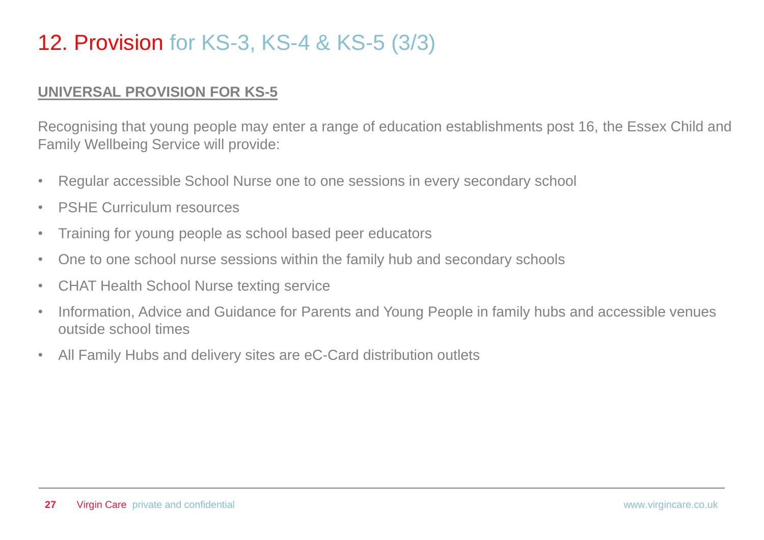# 12. Provision for KS-3, KS-4 & KS-5 (3/3)

**UNIVERSAL PROVISION FOR KS-5**

Recognising that young people may enter a range of education establishments post 16, the Essex Child and Family Wellbeing Service will provide:

- Regular accessible School Nurse one to one sessions in every secondary school
- PSHE Curriculum resources
- Training for young people as school based peer educators
- One to one school nurse sessions within the family hub and secondary schools
- CHAT Health School Nurse texting service
- Information, Advice and Guidance for Parents and Young People in family hubs and accessible venues outside school times
- All Family Hubs and delivery sites are eC-Card distribution outlets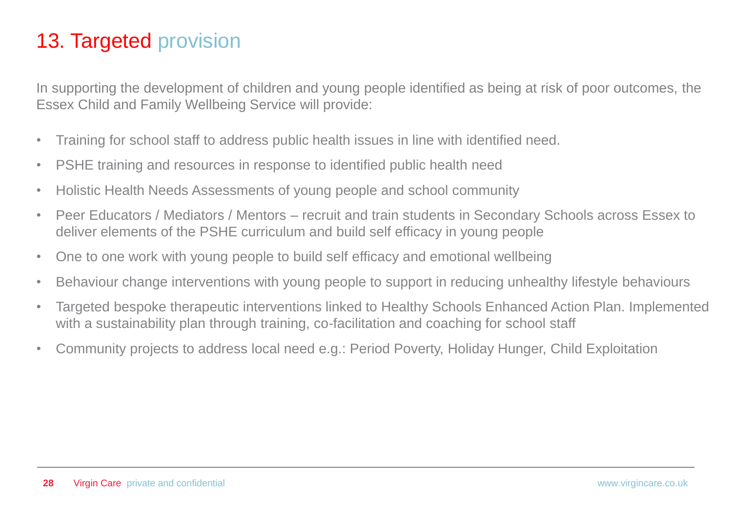# 13. Targeted provision

In supporting the development of children and young people identified as being at risk of poor outcomes, the Essex Child and Family Wellbeing Service will provide:

- Training for school staff to address public health issues in line with identified need.
- PSHE training and resources in response to identified public health need
- Holistic Health Needs Assessments of young people and school community
- Peer Educators / Mediators / Mentors – recruit and train students in Secondary Schools across Essex to deliver elements of the PSHE curriculum and build self efficacy in young people
- One to one work with young people to build self efficacy and emotional wellbeing
- Behaviour change interventions with young people to support in reducing unhealthy lifestyle behaviours
- Targeted bespoke therapeutic interventions linked to Healthy Schools Enhanced Action Plan. Implemented with a sustainability plan through training, co-facilitation and coaching for school staff
- Community projects to address local need e.g.: Period Poverty, Holiday Hunger, Child Exploitation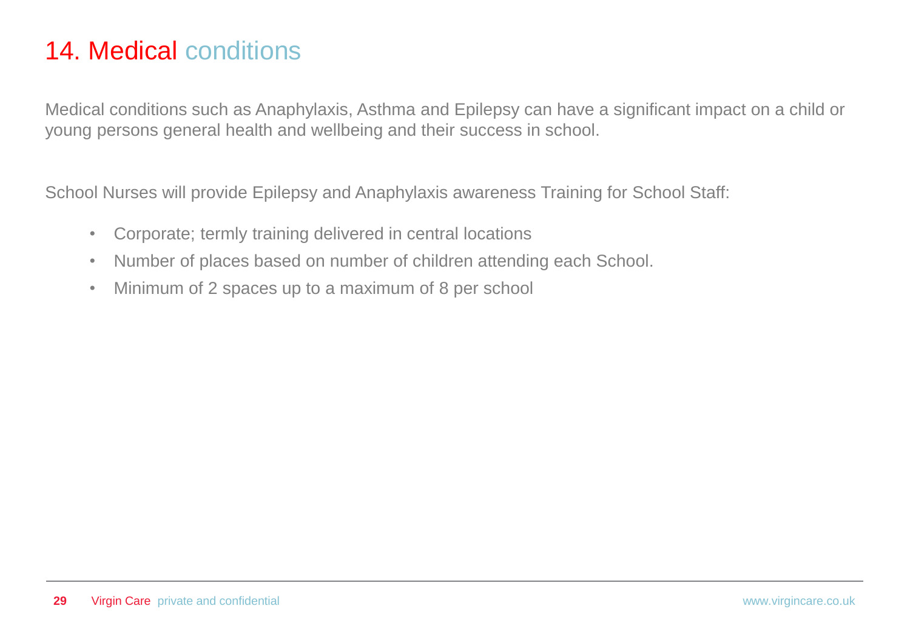# 14. Medical conditions

Medical conditions such as Anaphylaxis, Asthma and Epilepsy can have a significant impact on a child or young persons general health and wellbeing and their success in school.

School Nurses will provide Epilepsy and Anaphylaxis awareness Training for School Staff:

- Corporate; termly training delivered in central locations
- Number of places based on number of children attending each School.
- Minimum of 2 spaces up to a maximum of 8 per school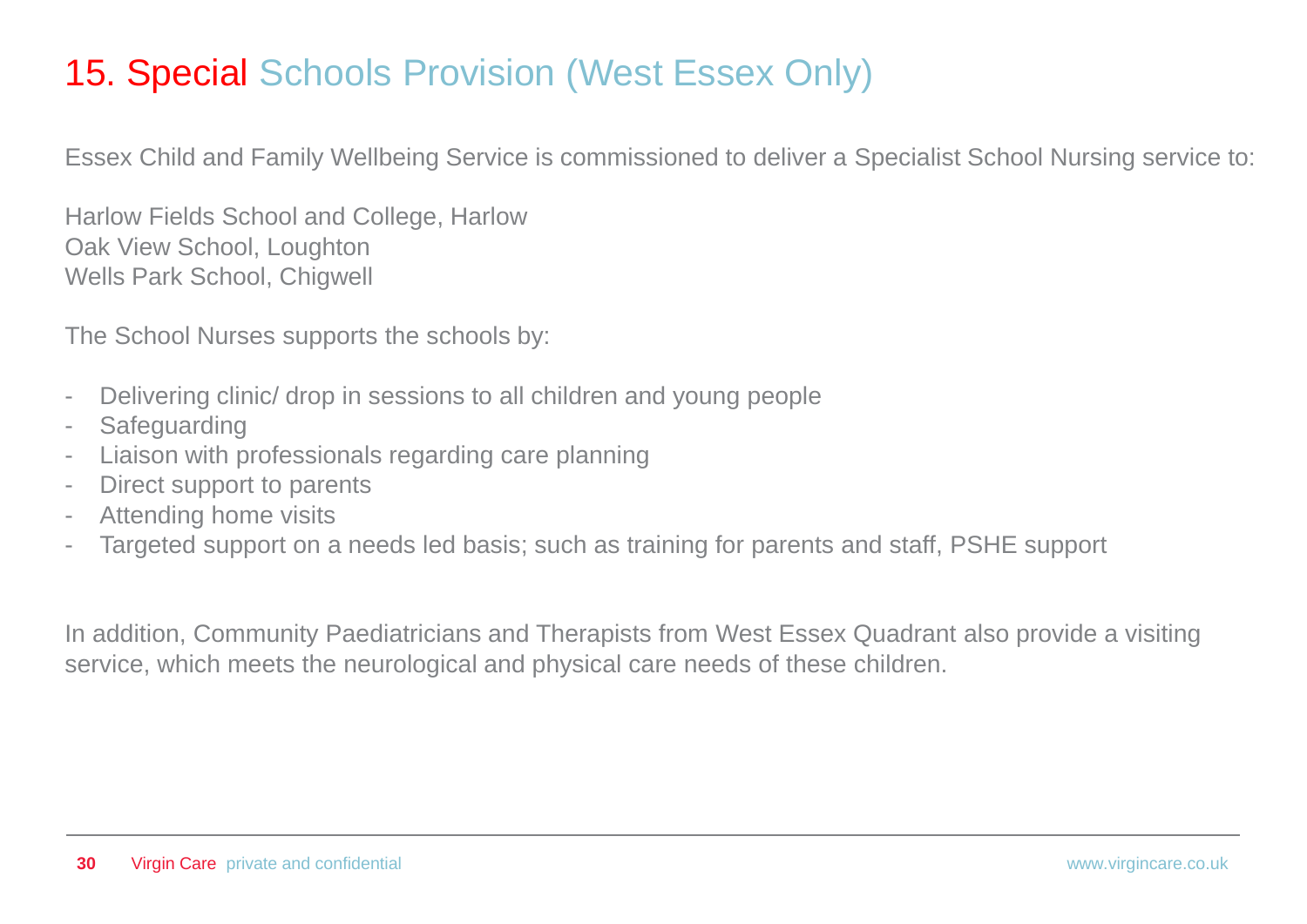# 15. Special Schools Provision (West Essex Only)

Essex Child and Family Wellbeing Service is commissioned to deliver a Specialist School Nursing service to:

Harlow Fields School and College, Harlow
Oak View School, Loughton
Wells Park School, Chigwell

The School Nurses supports the schools by:

- Delivering clinic/ drop in sessions to all children and young people
- Safeguarding
- Liaison with professionals regarding care planning
- Direct support to parents
- Attending home visits
- Targeted support on a needs led basis; such as training for parents and staff, PSHE support

In addition, Community Paediatricians and Therapists from West Essex Quadrant also provide a visiting service, which meets the neurological and physical care needs of these children.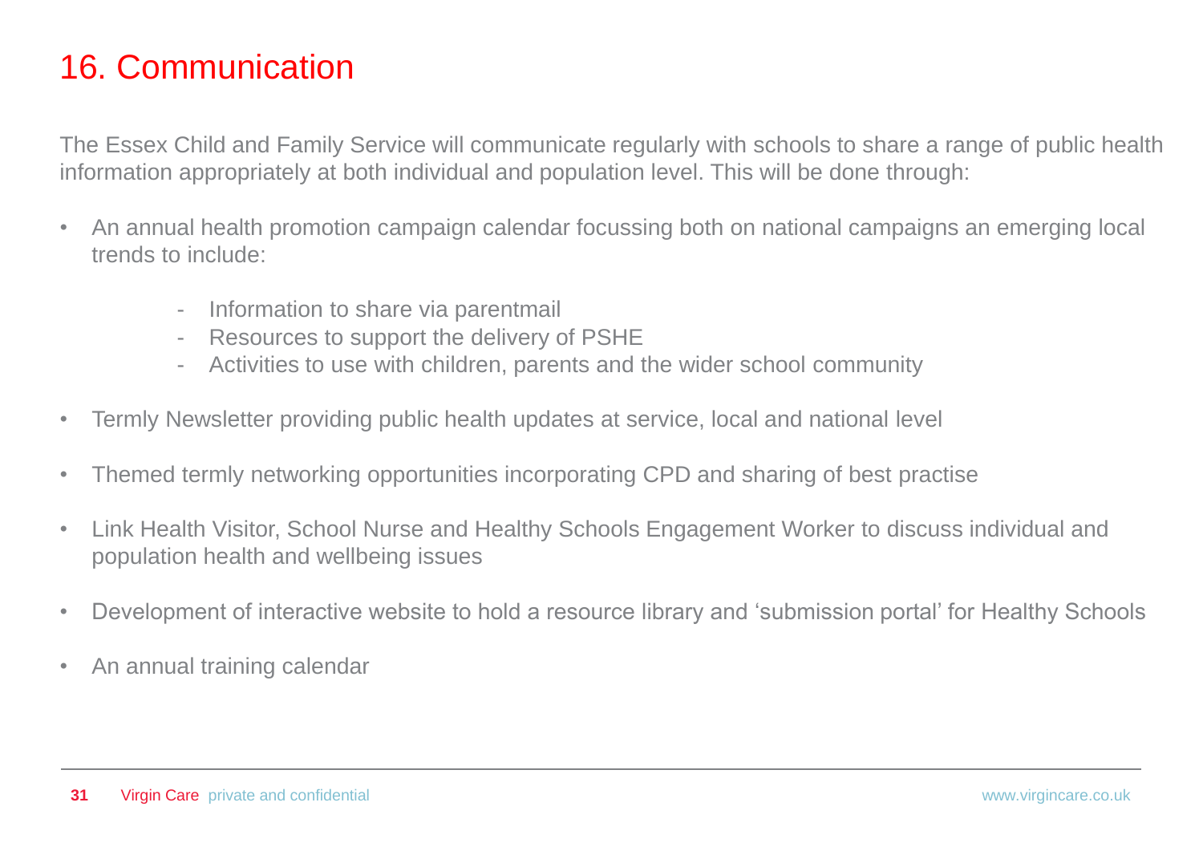# 16. Communication

The Essex Child and Family Service will communicate regularly with schools to share a range of public health information appropriately at both individual and population level. This will be done through:

- An annual health promotion campaign calendar focussing both on national campaigns an emerging local trends to include:
    - Information to share via parentmail
    - Resources to support the delivery of PSHE
    - Activities to use with children, parents and the wider school community
- Termly Newsletter providing public health updates at service, local and national level
- Themed termly networking opportunities incorporating CPD and sharing of best practise
- Link Health Visitor, School Nurse and Healthy Schools Engagement Worker to discuss individual and population health and wellbeing issues
- Development of interactive website to hold a resource library and 'submission portal' for Healthy Schools
- An annual training calendar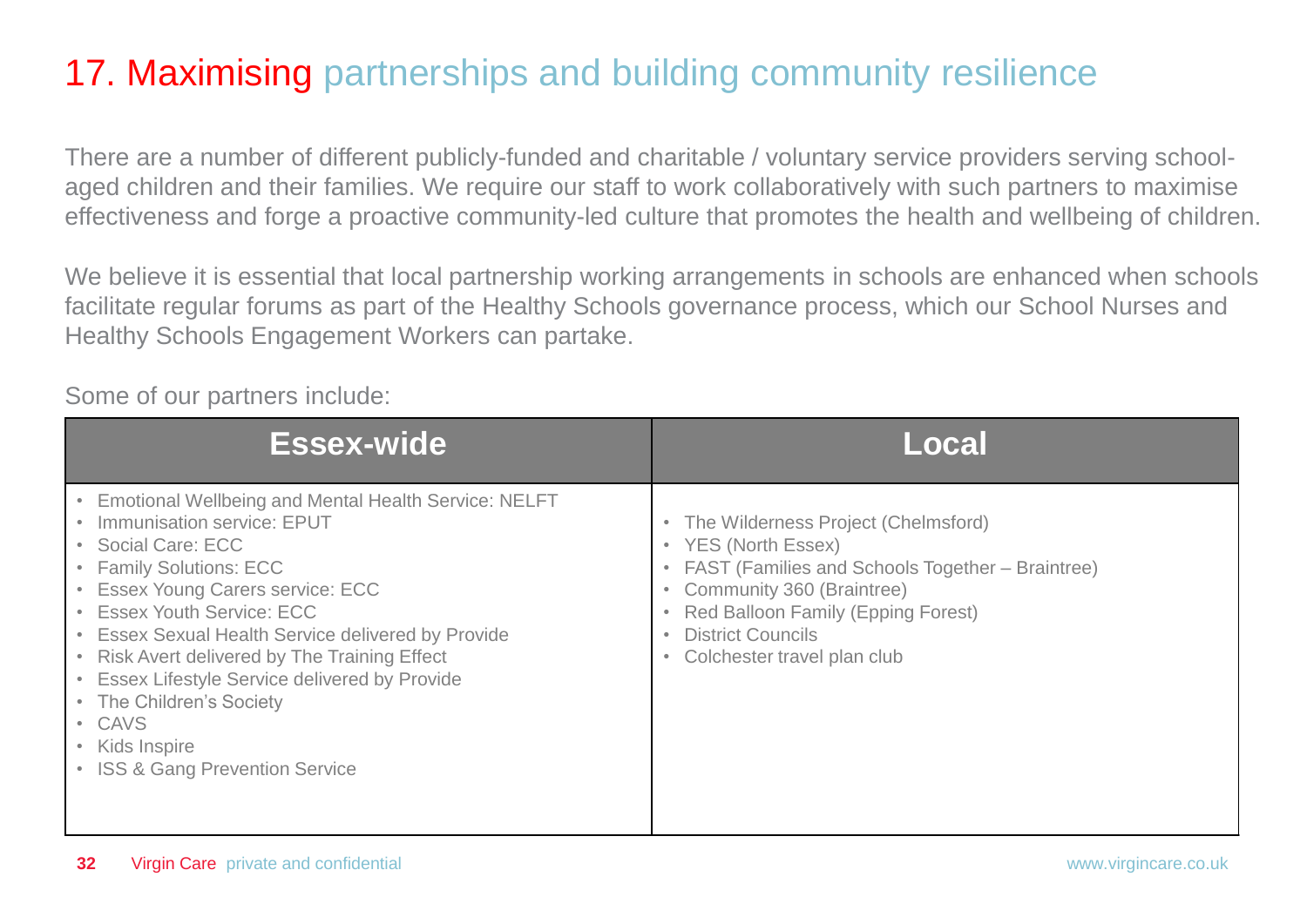# 17. Maximising partnerships and building community resilience

There are a number of different publicly-funded and charitable / voluntary service providers serving school-aged children and their families. We require our staff to work collaboratively with such partners to maximise effectiveness and forge a proactive community-led culture that promotes the health and wellbeing of children.

We believe it is essential that local partnership working arrangements in schools are enhanced when schools facilitate regular forums as part of the Healthy Schools governance process, which our School Nurses and Healthy Schools Engagement Workers can partake.

Some of our partners include:

| Essex-wide | Local |
|---|---|
| • Emotional Wellbeing and Mental Health Service: NELFT<br>• Immunisation service: EPUT<br>• Social Care: ECC<br>• Family Solutions: ECC<br>• Essex Young Carers service: ECC<br>• Essex Youth Service: ECC<br>• Essex Sexual Health Service delivered by Provide<br>• Risk Avert delivered by The Training Effect<br>• Essex Lifestyle Service delivered by Provide<br>• The Children's Society<br>• CAVS<br>• Kids Inspire<br>• ISS & Gang Prevention Service | • The Wilderness Project (Chelmsford)<br>• YES (North Essex)<br>• FAST (Families and Schools Together – Braintree)<br>• Community 360 (Braintree)<br>• Red Balloon Family (Epping Forest)<br>• District Councils<br>• Colchester travel plan club |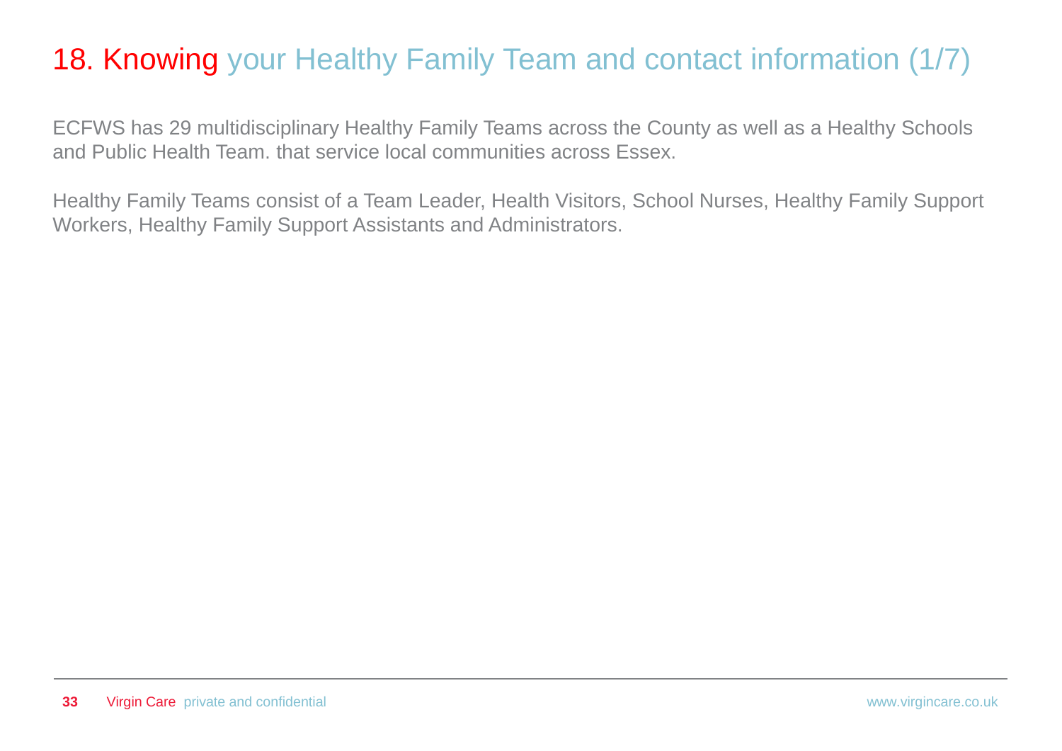# 18. Knowing your Healthy Family Team and contact information (1/7)

ECFWS has 29 multidisciplinary Healthy Family Teams across the County as well as a Healthy Schools and Public Health Team. that service local communities across Essex.

Healthy Family Teams consist of a Team Leader, Health Visitors, School Nurses, Healthy Family Support Workers, Healthy Family Support Assistants and Administrators.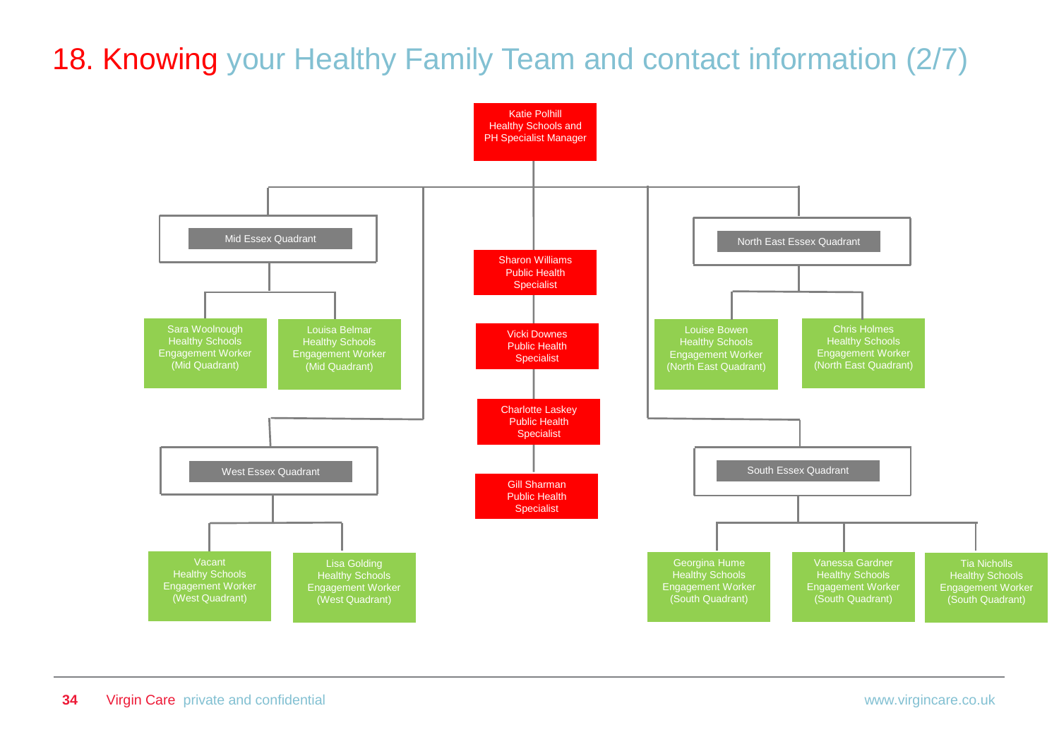# 18. Knowing your Healthy Family Team and contact information (2/7)

**Katie Polhill**
Healthy Schools and PH Specialist Manager

- **Mid Essex Quadrant**
  - Sara Woolnough – Healthy Schools Engagement Worker (Mid Quadrant)
  - Louisa Belmar – Healthy Schools Engagement Worker (Mid Quadrant)
- **West Essex Quadrant**
  - Vacant – Healthy Schools Engagement Worker (West Quadrant)
  - Lisa Golding – Healthy Schools Engagement Worker (West Quadrant)
- **Public Health Specialists**
  - Sharon Williams – Public Health Specialist
  - Vicki Downes – Public Health Specialist
  - Charlotte Laskey – Public Health Specialist
  - Gill Sharman – Public Health Specialist
- **North East Essex Quadrant**
  - Louise Bowen – Healthy Schools Engagement Worker (North East Quadrant)
  - Chris Holmes – Healthy Schools Engagement Worker (North East Quadrant)
- **South Essex Quadrant**
  - Georgina Hume – Healthy Schools Engagement Worker (South Quadrant)
  - Vanessa Gardner – Healthy Schools Engagement Worker (South Quadrant)
  - Tia Nicholls – Healthy Schools Engagement Worker (South Quadrant)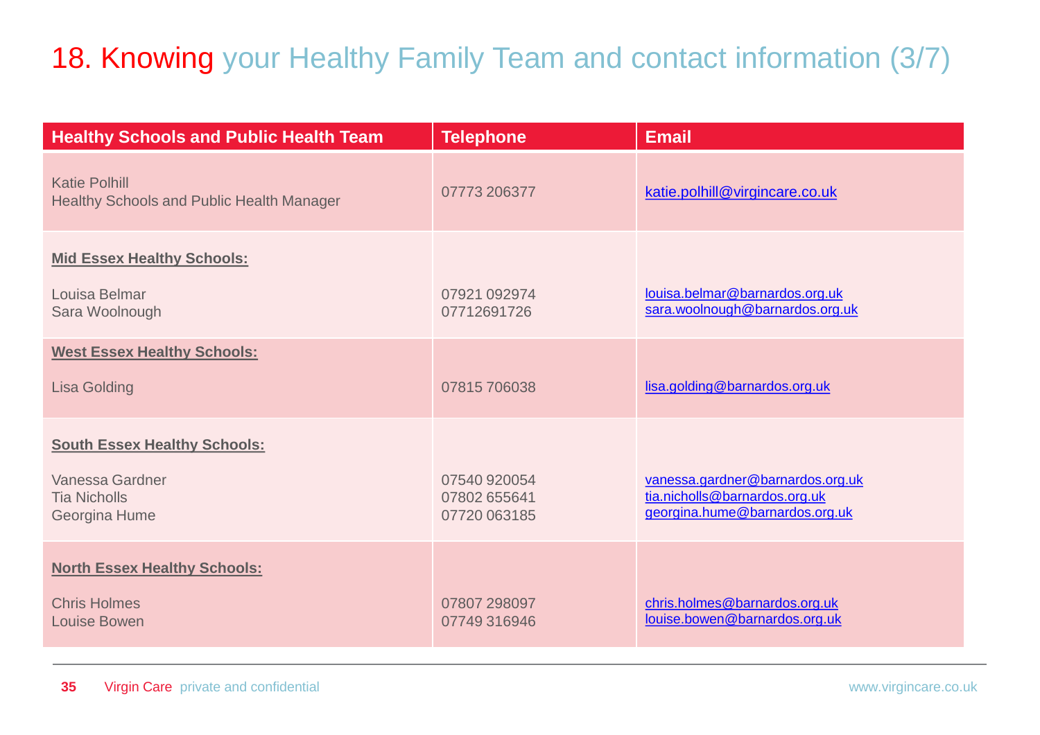# 18. Knowing your Healthy Family Team and contact information (3/7)

| Healthy Schools and Public Health Team | Telephone | Email |
|---|---|---|
| Katie Polhill<br>Healthy Schools and Public Health Manager | 07773 206377 | katie.polhill@virgincare.co.uk |
| **Mid Essex Healthy Schools:**<br>Louisa Belmar<br>Sara Woolnough | 07921 092974<br>07712691726 | louisa.belmar@barnardos.org.uk<br>sara.woolnough@barnardos.org.uk |
| **West Essex Healthy Schools:**<br>Lisa Golding | 07815 706038 | lisa.golding@barnardos.org.uk |
| **South Essex Healthy Schools:**<br>Vanessa Gardner<br>Tia Nicholls<br>Georgina Hume | 07540 920054<br>07802 655641<br>07720 063185 | vanessa.gardner@barnardos.org.uk<br>tia.nicholls@barnardos.org.uk<br>georgina.hume@barnardos.org.uk |
| **North Essex Healthy Schools:**<br>Chris Holmes<br>Louise Bowen | 07807 298097<br>07749 316946 | chris.holmes@barnardos.org.uk<br>louise.bowen@barnardos.org.uk |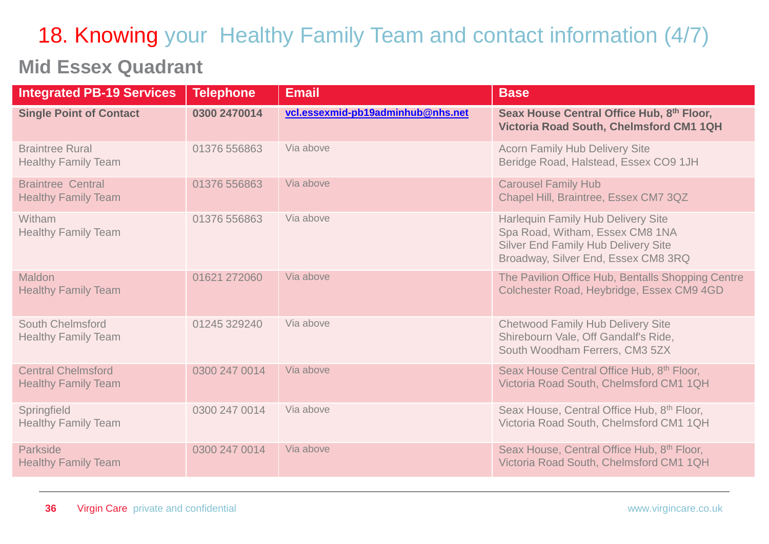# 18. Knowing your Healthy Family Team and contact information (4/7)

## Mid Essex Quadrant

| Integrated PB-19 Services | Telephone | Email | Base |
|---|---|---|---|
| **Single Point of Contact** | **0300 2470014** | **vcl.essexmid-pb19adminhub@nhs.net** | **Seax House Central Office Hub, 8th Floor, Victoria Road South, Chelmsford CM1 1QH** |
| Braintree Rural Healthy Family Team | 01376 556863 | Via above | Acorn Family Hub Delivery Site Beridge Road, Halstead, Essex CO9 1JH |
| Braintree Central Healthy Family Team | 01376 556863 | Via above | Carousel Family Hub Chapel Hill, Braintree, Essex CM7 3QZ |
| Witham Healthy Family Team | 01376 556863 | Via above | Harlequin Family Hub Delivery Site Spa Road, Witham, Essex CM8 1NA Silver End Family Hub Delivery Site Broadway, Silver End, Essex CM8 3RQ |
| Maldon Healthy Family Team | 01621 272060 | Via above | The Pavilion Office Hub, Bentalls Shopping Centre Colchester Road, Heybridge, Essex CM9 4GD |
| South Chelmsford Healthy Family Team | 01245 329240 | Via above | Chetwood Family Hub Delivery Site Shirebourn Vale, Off Gandalf's Ride, South Woodham Ferrers, CM3 5ZX |
| Central Chelmsford Healthy Family Team | 0300 247 0014 | Via above | Seax House Central Office Hub, 8th Floor, Victoria Road South, Chelmsford CM1 1QH |
| Springfield Healthy Family Team | 0300 247 0014 | Via above | Seax House, Central Office Hub, 8th Floor, Victoria Road South, Chelmsford CM1 1QH |
| Parkside Healthy Family Team | 0300 247 0014 | Via above | Seax House, Central Office Hub, 8th Floor, Victoria Road South, Chelmsford CM1 1QH |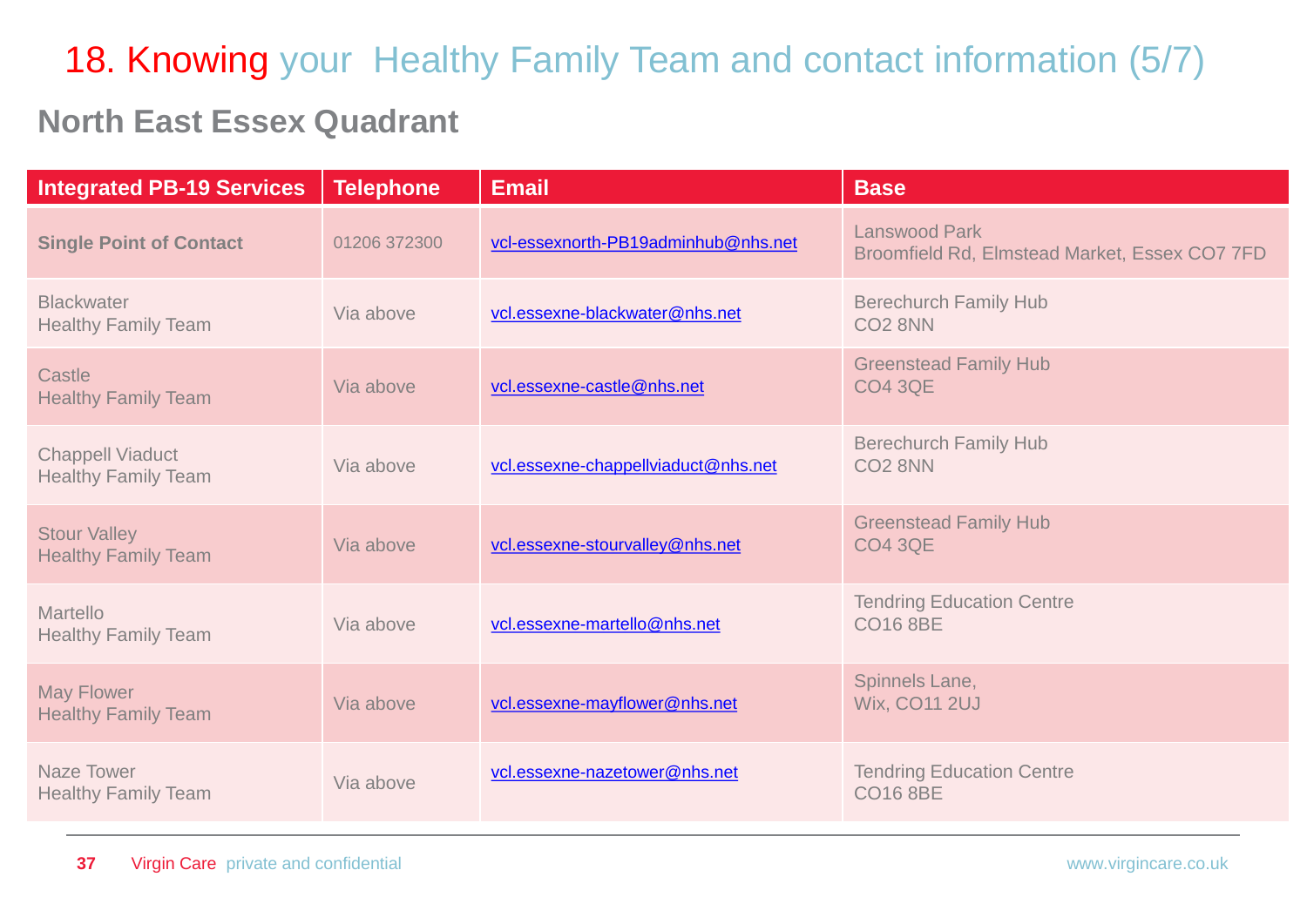# 18. Knowing your Healthy Family Team and contact information (5/7)

## North East Essex Quadrant

| Integrated PB-19 Services | Telephone | Email | Base |
|---|---|---|---|
| **Single Point of Contact** | 01206 372300 | vcl-essexnorth-PB19adminhub@nhs.net | Lanswood Park<br>Broomfield Rd, Elmstead Market, Essex CO7 7FD |
| Blackwater<br>Healthy Family Team | Via above | vcl.essexne-blackwater@nhs.net | Berechurch Family Hub<br>CO2 8NN |
| Castle<br>Healthy Family Team | Via above | vcl.essexne-castle@nhs.net | Greenstead Family Hub<br>CO4 3QE |
| Chappell Viaduct<br>Healthy Family Team | Via above | vcl.essexne-chappellviaduct@nhs.net | Berechurch Family Hub<br>CO2 8NN |
| Stour Valley<br>Healthy Family Team | Via above | vcl.essexne-stourvalley@nhs.net | Greenstead Family Hub<br>CO4 3QE |
| Martello<br>Healthy Family Team | Via above | vcl.essexne-martello@nhs.net | Tendring Education Centre<br>CO16 8BE |
| May Flower<br>Healthy Family Team | Via above | vcl.essexne-mayflower@nhs.net | Spinnels Lane,<br>Wix, CO11 2UJ |
| Naze Tower<br>Healthy Family Team | Via above | vcl.essexne-nazetower@nhs.net | Tendring Education Centre<br>CO16 8BE |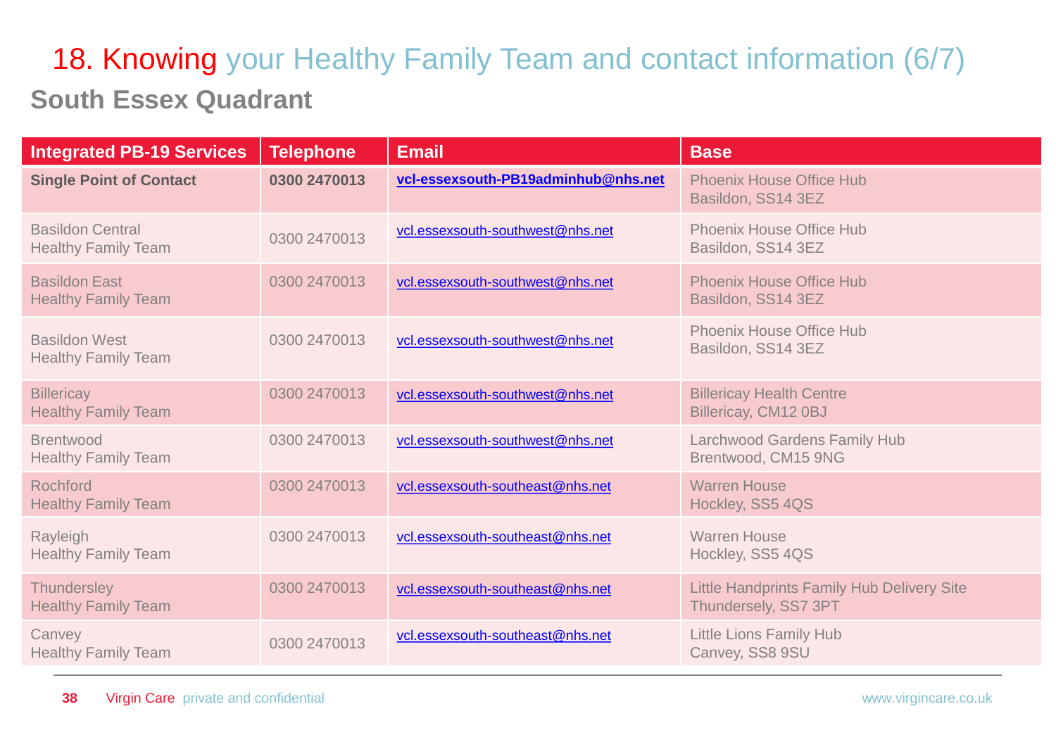# 18. Knowing your Healthy Family Team and contact information (6/7)

## South Essex Quadrant

| Integrated PB-19 Services | Telephone | Email | Base |
|---|---|---|---|
| **Single Point of Contact** | **0300 2470013** | **vcl-essexsouth-PB19adminhub@nhs.net** | Phoenix House Office Hub<br>Basildon, SS14 3EZ |
| Basildon Central<br>Healthy Family Team | 0300 2470013 | vcl.essexsouth-southwest@nhs.net | Phoenix House Office Hub<br>Basildon, SS14 3EZ |
| Basildon East<br>Healthy Family Team | 0300 2470013 | vcl.essexsouth-southwest@nhs.net | Phoenix House Office Hub<br>Basildon, SS14 3EZ |
| Basildon West<br>Healthy Family Team | 0300 2470013 | vcl.essexsouth-southwest@nhs.net | Phoenix House Office Hub<br>Basildon, SS14 3EZ |
| Billericay<br>Healthy Family Team | 0300 2470013 | vcl.essexsouth-southwest@nhs.net | Billericay Health Centre<br>Billericay, CM12 0BJ |
| Brentwood<br>Healthy Family Team | 0300 2470013 | vcl.essexsouth-southwest@nhs.net | Larchwood Gardens Family Hub<br>Brentwood, CM15 9NG |
| Rochford<br>Healthy Family Team | 0300 2470013 | vcl.essexsouth-southeast@nhs.net | Warren House<br>Hockley, SS5 4QS |
| Rayleigh<br>Healthy Family Team | 0300 2470013 | vcl.essexsouth-southeast@nhs.net | Warren House<br>Hockley, SS5 4QS |
| Thundersley<br>Healthy Family Team | 0300 2470013 | vcl.essexsouth-southeast@nhs.net | Little Handprints Family Hub Delivery Site<br>Thundersely, SS7 3PT |
| Canvey<br>Healthy Family Team | 0300 2470013 | vcl.essexsouth-southeast@nhs.net | Little Lions Family Hub<br>Canvey, SS8 9SU |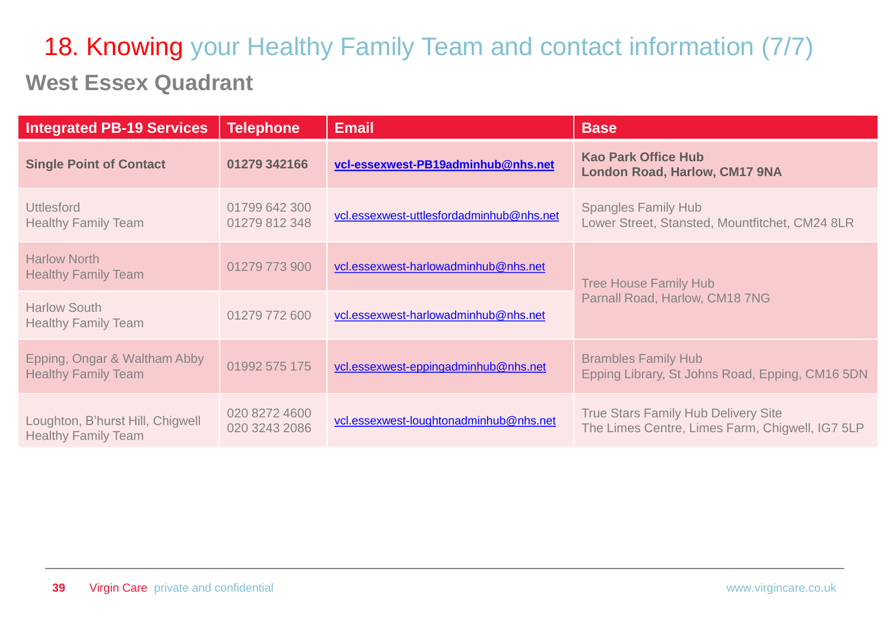# 18. Knowing your Healthy Family Team and contact information (7/7)

## West Essex Quadrant

| Integrated PB-19 Services | Telephone | Email | Base |
|---|---|---|---|
| **Single Point of Contact** | **01279 342166** | **vcl-essexwest-PB19adminhub@nhs.net** | **Kao Park Office Hub**<br>**London Road, Harlow, CM17 9NA** |
| Uttlesford<br>Healthy Family Team | 01799 642 300<br>01279 812 348 | vcl.essexwest-uttlesfordadminhub@nhs.net | Spangles Family Hub<br>Lower Street, Stansted, Mountfitchet, CM24 8LR |
| Harlow North<br>Healthy Family Team | 01279 773 900 | vcl.essexwest-harlowadminhub@nhs.net | Tree House Family Hub<br>Parnall Road, Harlow, CM18 7NG |
| Harlow South<br>Healthy Family Team | 01279 772 600 | vcl.essexwest-harlowadminhub@nhs.net | |
| Epping, Ongar & Waltham Abby<br>Healthy Family Team | 01992 575 175 | vcl.essexwest-eppingadminhub@nhs.net | Brambles Family Hub<br>Epping Library, St Johns Road, Epping, CM16 5DN |
| Loughton, B'hurst Hill, Chigwell<br>Healthy Family Team | 020 8272 4600<br>020 3243 2086 | vcl.essexwest-loughtonadminhub@nhs.net | True Stars Family Hub Delivery Site<br>The Limes Centre, Limes Farm, Chigwell, IG7 5LP |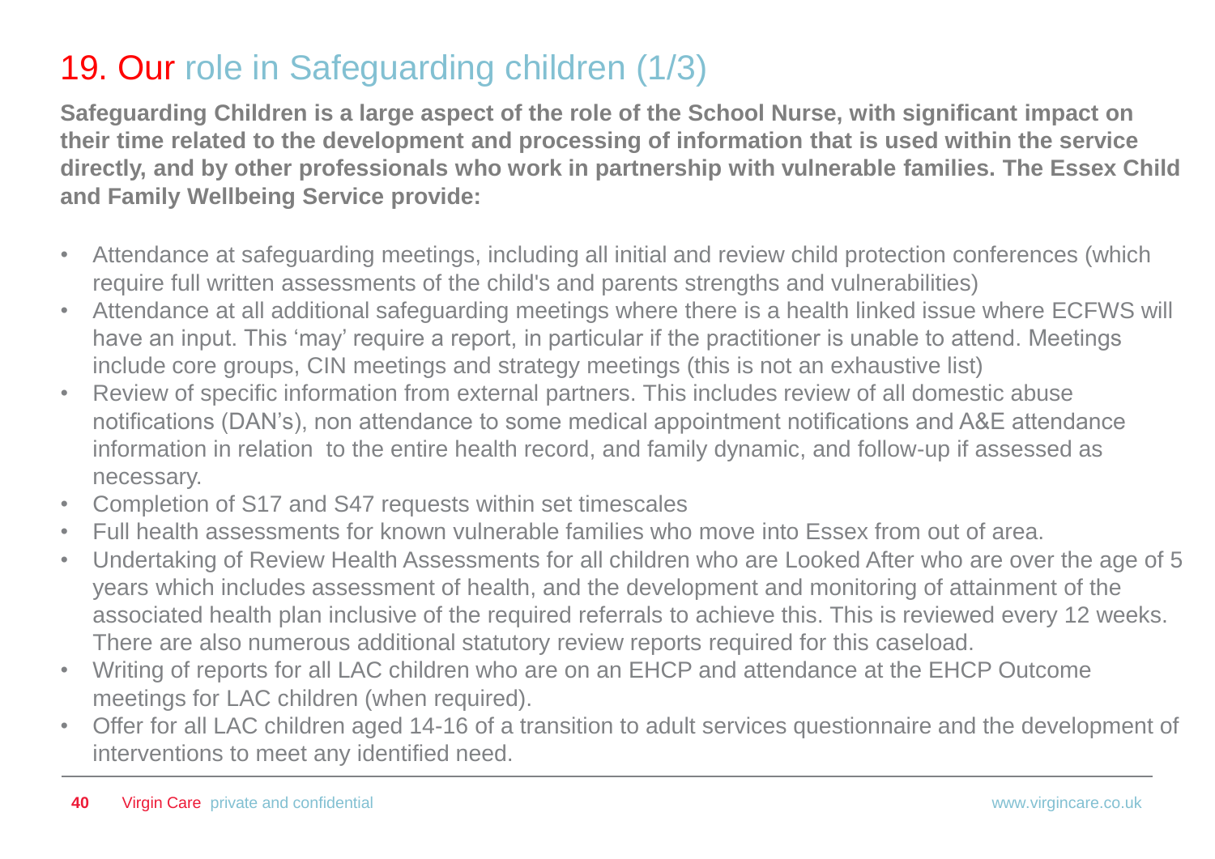# 19. Our role in Safeguarding children (1/3)

**Safeguarding Children is a large aspect of the role of the School Nurse, with significant impact on their time related to the development and processing of information that is used within the service directly, and by other professionals who work in partnership with vulnerable families. The Essex Child and Family Wellbeing Service provide:**

- Attendance at safeguarding meetings, including all initial and review child protection conferences (which require full written assessments of the child's and parents strengths and vulnerabilities)
- Attendance at all additional safeguarding meetings where there is a health linked issue where ECFWS will have an input. This 'may' require a report, in particular if the practitioner is unable to attend. Meetings include core groups, CIN meetings and strategy meetings (this is not an exhaustive list)
- Review of specific information from external partners. This includes review of all domestic abuse notifications (DAN's), non attendance to some medical appointment notifications and A&E attendance information in relation to the entire health record, and family dynamic, and follow-up if assessed as necessary.
- Completion of S17 and S47 requests within set timescales
- Full health assessments for known vulnerable families who move into Essex from out of area.
- Undertaking of Review Health Assessments for all children who are Looked After who are over the age of 5 years which includes assessment of health, and the development and monitoring of attainment of the associated health plan inclusive of the required referrals to achieve this. This is reviewed every 12 weeks. There are also numerous additional statutory review reports required for this caseload.
- Writing of reports for all LAC children who are on an EHCP and attendance at the EHCP Outcome meetings for LAC children (when required).
- Offer for all LAC children aged 14-16 of a transition to adult services questionnaire and the development of interventions to meet any identified need.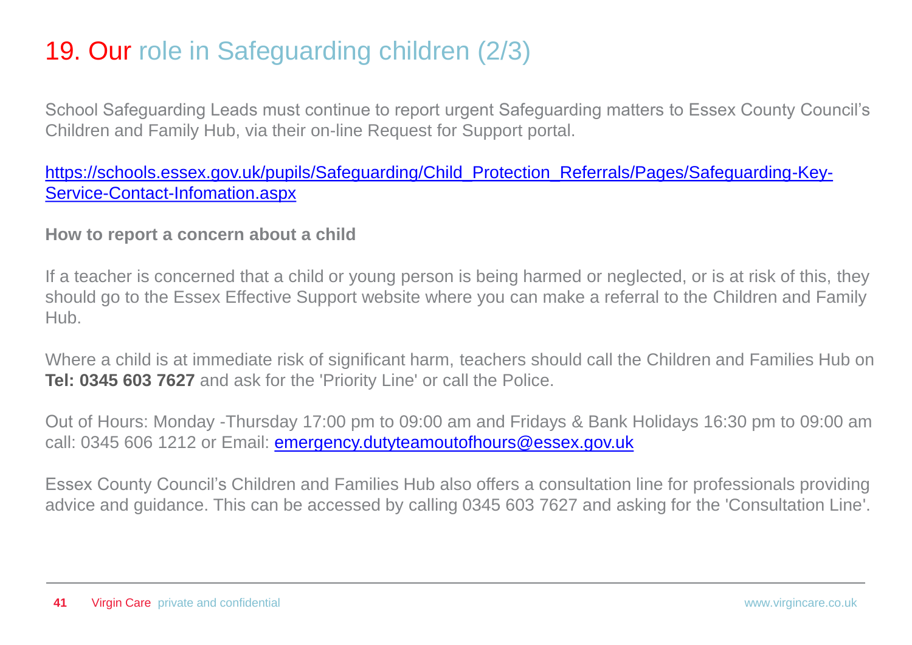# 19. Our role in Safeguarding children (2/3)

School Safeguarding Leads must continue to report urgent Safeguarding matters to Essex County Council's Children and Family Hub, via their on-line Request for Support portal.

https://schools.essex.gov.uk/pupils/Safeguarding/Child_Protection_Referrals/Pages/Safeguarding-Key-Service-Contact-Infomation.aspx

**How to report a concern about a child**

If a teacher is concerned that a child or young person is being harmed or neglected, or is at risk of this, they should go to the Essex Effective Support website where you can make a referral to the Children and Family Hub.

Where a child is at immediate risk of significant harm, teachers should call the Children and Families Hub on **Tel: 0345 603 7627** and ask for the 'Priority Line' or call the Police.

Out of Hours: Monday -Thursday 17:00 pm to 09:00 am and Fridays & Bank Holidays 16:30 pm to 09:00 am call: 0345 606 1212 or Email: emergency.dutyteamoutofhours@essex.gov.uk

Essex County Council's Children and Families Hub also offers a consultation line for professionals providing advice and guidance. This can be accessed by calling 0345 603 7627 and asking for the 'Consultation Line'.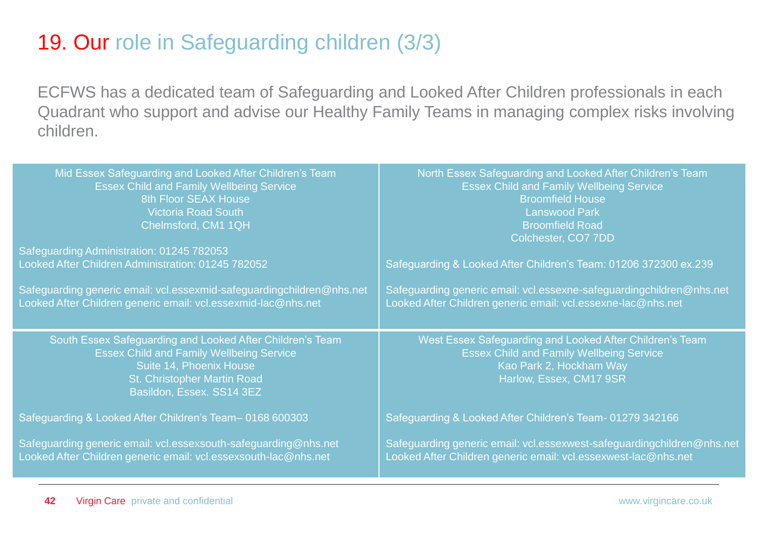# 19. Our role in Safeguarding children (3/3)

ECFWS has a dedicated team of Safeguarding and Looked After Children professionals in each Quadrant who support and advise our Healthy Family Teams in managing complex risks involving children.

Mid Essex Safeguarding and Looked After Children's Team
Essex Child and Family Wellbeing Service
8th Floor SEAX House
Victoria Road South
Chelmsford, CM1 1QH

Safeguarding Administration: 01245 782053
Looked After Children Administration: 01245 782052

Safeguarding generic email: vcl.essexmid-safeguardingchildren@nhs.net
Looked After Children generic email: vcl.essexmid-lac@nhs.net

North Essex Safeguarding and Looked After Children's Team
Essex Child and Family Wellbeing Service
Broomfield House
Lanswood Park
Broomfield Road
Colchester, CO7 7DD

Safeguarding & Looked After Children's Team: 01206 372300 ex.239

Safeguarding generic email: vcl.essexne-safeguardingchildren@nhs.net
Looked After Children generic email: vcl.essexne-lac@nhs.net

South Essex Safeguarding and Looked After Children's Team
Essex Child and Family Wellbeing Service
Suite 14, Phoenix House
St. Christopher Martin Road
Basildon, Essex. SS14 3EZ

Safeguarding & Looked After Children's Team– 0168 600303

Safeguarding generic email: vcl.essexsouth-safeguarding@nhs.net
Looked After Children generic email: vcl.essexsouth-lac@nhs.net

West Essex Safeguarding and Looked After Children's Team
Essex Child and Family Wellbeing Service
Kao Park 2, Hockham Way
Harlow, Essex, CM17 9SR

Safeguarding & Looked After Children's Team- 01279 342166

Safeguarding generic email: vcl.essexwest-safeguardingchildren@nhs.net
Looked After Children generic email: vcl.essexwest-lac@nhs.net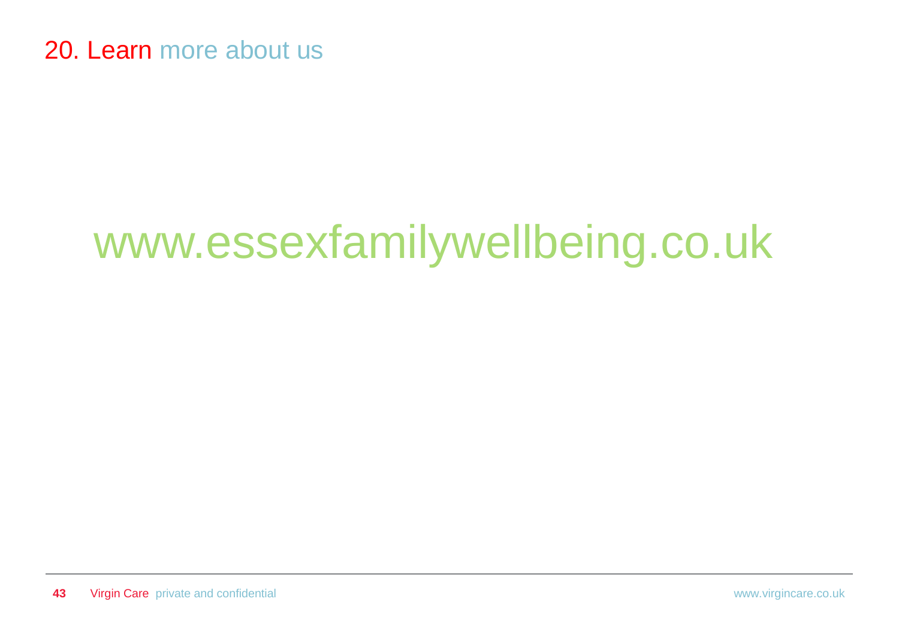# 20. Learn more about us

www.essexfamilywellbeing.co.uk